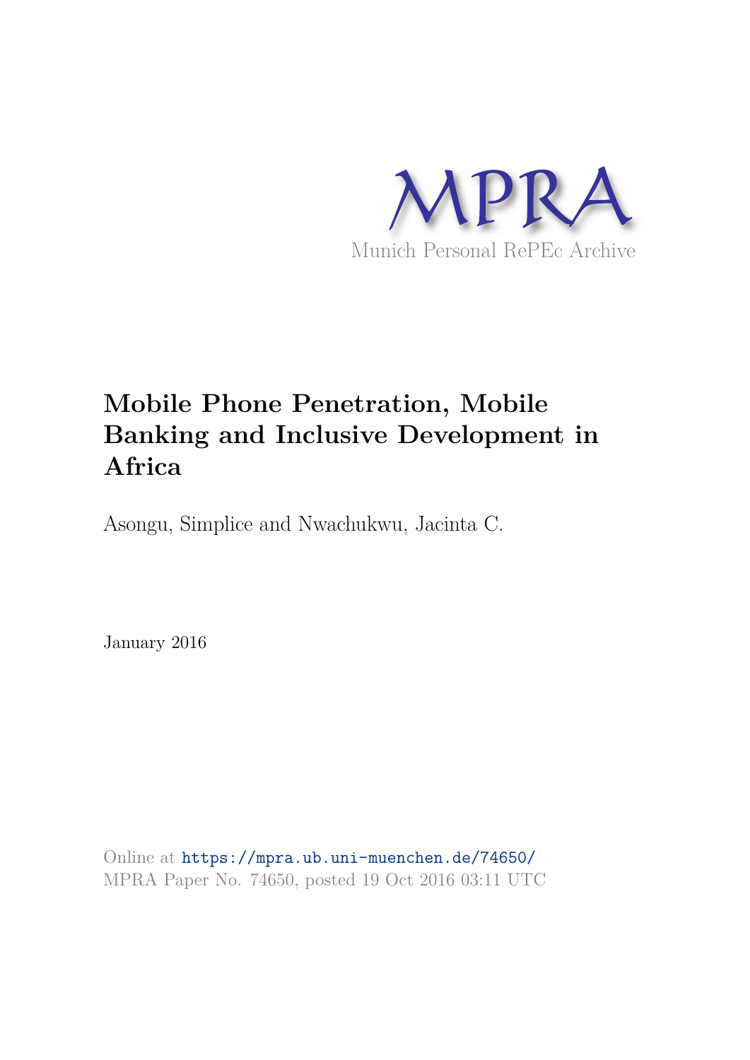MPRA

Munich Personal RePEc Archive

# Mobile Phone Penetration, Mobile Banking and Inclusive Development in Africa

Asongu, Simplice and Nwachukwu, Jacinta C.

January 2016

Online at https://mpra.ub.uni-muenchen.de/74650/
MPRA Paper No. 74650, posted 19 Oct 2016 03:11 UTC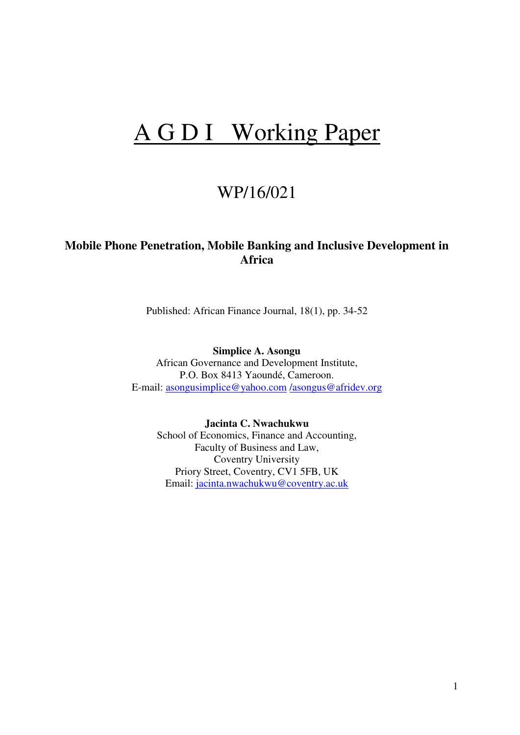# A G D I  Working Paper

## WP/16/021

**Mobile Phone Penetration, Mobile Banking and Inclusive Development in Africa**

Published: African Finance Journal, 18(1), pp. 34-52

**Simplice A. Asongu**
African Governance and Development Institute,
P.O. Box 8413 Yaoundé, Cameroon.
E-mail: asongusimplice@yahoo.com /asongus@afridev.org

**Jacinta C. Nwachukwu**
School of Economics, Finance and Accounting,
Faculty of Business and Law,
Coventry University
Priory Street, Coventry, CV1 5FB, UK
Email: jacinta.nwachukwu@coventry.ac.uk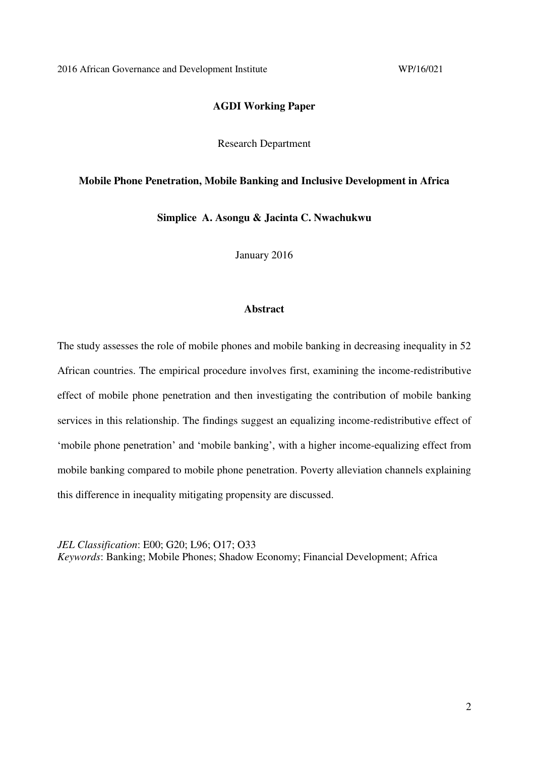2016 African Governance and Development Institute WP/16/021

**AGDI Working Paper**

Research Department

**Mobile Phone Penetration, Mobile Banking and Inclusive Development in Africa**

**Simplice A. Asongu & Jacinta C. Nwachukwu**

January 2016

**Abstract**

The study assesses the role of mobile phones and mobile banking in decreasing inequality in 52 African countries. The empirical procedure involves first, examining the income-redistributive effect of mobile phone penetration and then investigating the contribution of mobile banking services in this relationship. The findings suggest an equalizing income-redistributive effect of 'mobile phone penetration' and 'mobile banking', with a higher income-equalizing effect from mobile banking compared to mobile phone penetration. Poverty alleviation channels explaining this difference in inequality mitigating propensity are discussed.

*JEL Classification*: E00; G20; L96; O17; O33
*Keywords*: Banking; Mobile Phones; Shadow Economy; Financial Development; Africa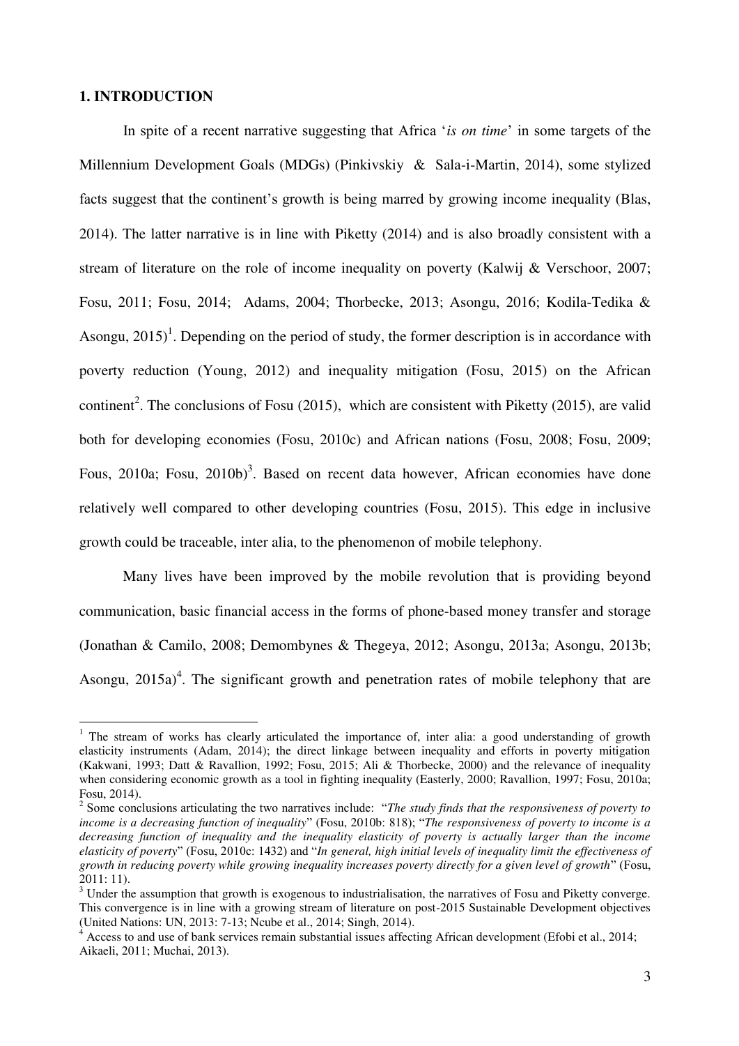## 1. INTRODUCTION

In spite of a recent narrative suggesting that Africa '*is on time*' in some targets of the Millennium Development Goals (MDGs) (Pinkivskiy & Sala-i-Martin, 2014), some stylized facts suggest that the continent's growth is being marred by growing income inequality (Blas, 2014). The latter narrative is in line with Piketty (2014) and is also broadly consistent with a stream of literature on the role of income inequality on poverty (Kalwij & Verschoor, 2007; Fosu, 2011; Fosu, 2014; Adams, 2004; Thorbecke, 2013; Asongu, 2016; Kodila-Tedika & Asongu, 2015)[1]. Depending on the period of study, the former description is in accordance with poverty reduction (Young, 2012) and inequality mitigation (Fosu, 2015) on the African continent[2]. The conclusions of Fosu (2015), which are consistent with Piketty (2015), are valid both for developing economies (Fosu, 2010c) and African nations (Fosu, 2008; Fosu, 2009; Fous, 2010a; Fosu, 2010b)[3]. Based on recent data however, African economies have done relatively well compared to other developing countries (Fosu, 2015). This edge in inclusive growth could be traceable, inter alia, to the phenomenon of mobile telephony.

Many lives have been improved by the mobile revolution that is providing beyond communication, basic financial access in the forms of phone-based money transfer and storage (Jonathan & Camilo, 2008; Demombynes & Thegeya, 2012; Asongu, 2013a; Asongu, 2013b; Asongu, 2015a)[4]. The significant growth and penetration rates of mobile telephony that are

---

[1] The stream of works has clearly articulated the importance of, inter alia: a good understanding of growth elasticity instruments (Adam, 2014); the direct linkage between inequality and efforts in poverty mitigation (Kakwani, 1993; Datt & Ravallion, 1992; Fosu, 2015; Ali & Thorbecke, 2000) and the relevance of inequality when considering economic growth as a tool in fighting inequality (Easterly, 2000; Ravallion, 1997; Fosu, 2010a; Fosu, 2014).

[2] Some conclusions articulating the two narratives include: "*The study finds that the responsiveness of poverty to income is a decreasing function of inequality*" (Fosu, 2010b: 818); "*The responsiveness of poverty to income is a decreasing function of inequality and the inequality elasticity of poverty is actually larger than the income elasticity of poverty*" (Fosu, 2010c: 1432) and "*In general, high initial levels of inequality limit the effectiveness of growth in reducing poverty while growing inequality increases poverty directly for a given level of growth*" (Fosu, 2011: 11).

[3] Under the assumption that growth is exogenous to industrialisation, the narratives of Fosu and Piketty converge. This convergence is in line with a growing stream of literature on post-2015 Sustainable Development objectives (United Nations: UN, 2013: 7-13; Ncube et al., 2014; Singh, 2014).

[4] Access to and use of bank services remain substantial issues affecting African development (Efobi et al., 2014; Aikaeli, 2011; Muchai, 2013).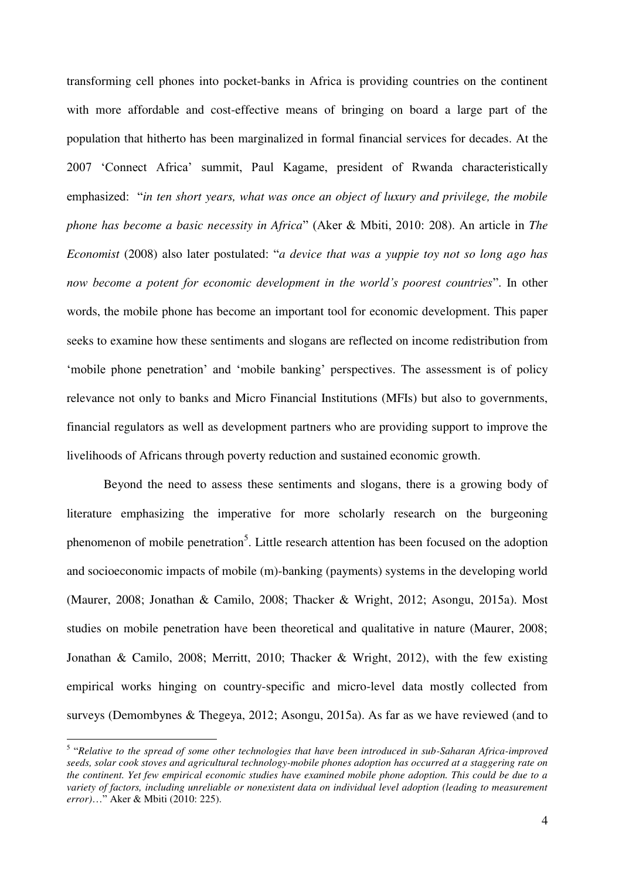transforming cell phones into pocket-banks in Africa is providing countries on the continent with more affordable and cost-effective means of bringing on board a large part of the population that hitherto has been marginalized in formal financial services for decades. At the 2007 'Connect Africa' summit, Paul Kagame, president of Rwanda characteristically emphasized: "*in ten short years, what was once an object of luxury and privilege, the mobile phone has become a basic necessity in Africa*" (Aker & Mbiti, 2010: 208). An article in *The Economist* (2008) also later postulated: "*a device that was a yuppie toy not so long ago has now become a potent for economic development in the world's poorest countries*". In other words, the mobile phone has become an important tool for economic development. This paper seeks to examine how these sentiments and slogans are reflected on income redistribution from 'mobile phone penetration' and 'mobile banking' perspectives. The assessment is of policy relevance not only to banks and Micro Financial Institutions (MFIs) but also to governments, financial regulators as well as development partners who are providing support to improve the livelihoods of Africans through poverty reduction and sustained economic growth.

Beyond the need to assess these sentiments and slogans, there is a growing body of literature emphasizing the imperative for more scholarly research on the burgeoning phenomenon of mobile penetration[5]. Little research attention has been focused on the adoption and socioeconomic impacts of mobile (m)-banking (payments) systems in the developing world (Maurer, 2008; Jonathan & Camilo, 2008; Thacker & Wright, 2012; Asongu, 2015a). Most studies on mobile penetration have been theoretical and qualitative in nature (Maurer, 2008; Jonathan & Camilo, 2008; Merritt, 2010; Thacker & Wright, 2012), with the few existing empirical works hinging on country-specific and micro-level data mostly collected from surveys (Demombynes & Thegeya, 2012; Asongu, 2015a). As far as we have reviewed (and to

---

[5] "*Relative to the spread of some other technologies that have been introduced in sub-Saharan Africa-improved seeds, solar cook stoves and agricultural technology-mobile phones adoption has occurred at a staggering rate on the continent. Yet few empirical economic studies have examined mobile phone adoption. This could be due to a variety of factors, including unreliable or nonexistent data on individual level adoption (leading to measurement error)*…" Aker & Mbiti (2010: 225).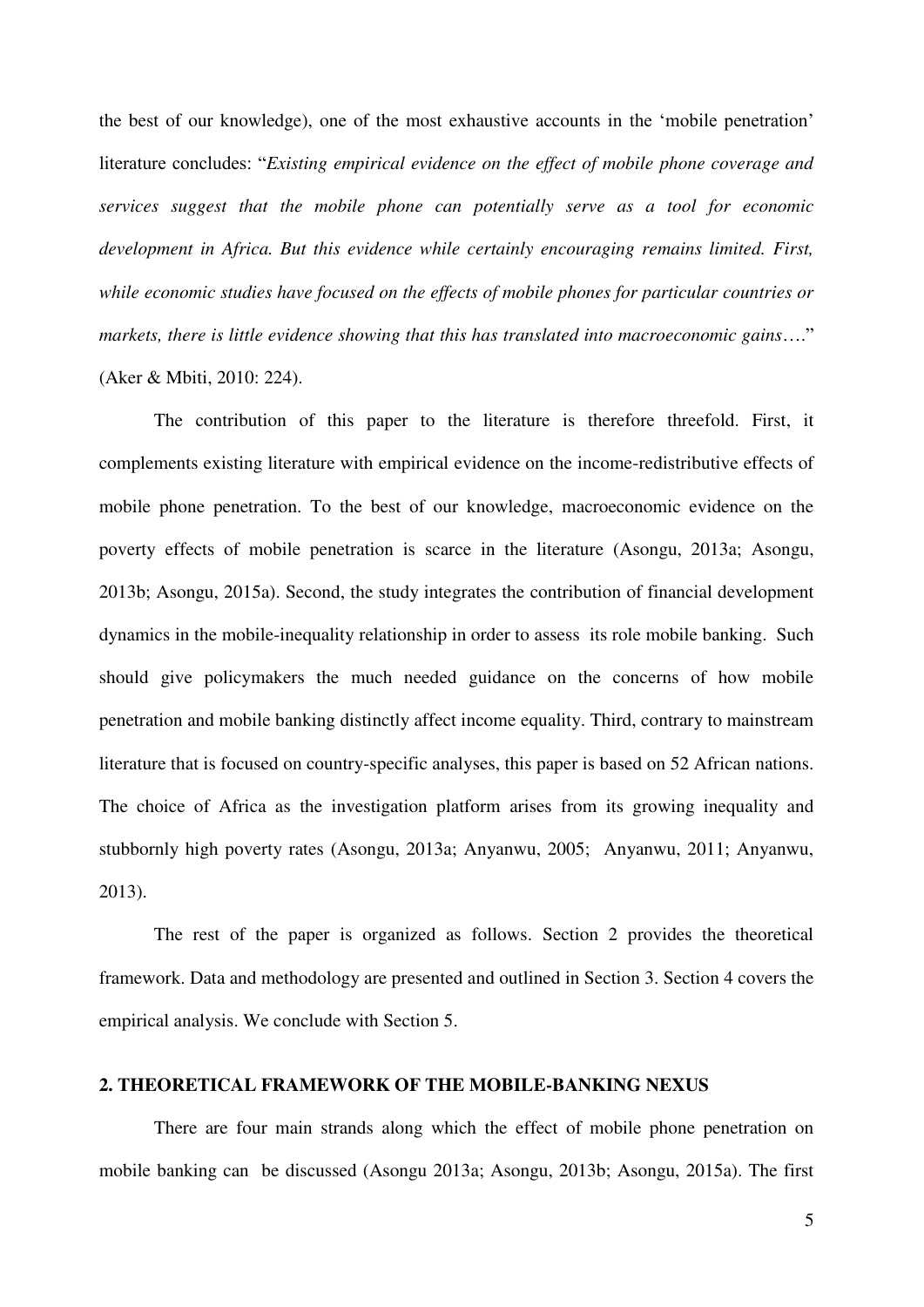the best of our knowledge), one of the most exhaustive accounts in the 'mobile penetration' literature concludes: "*Existing empirical evidence on the effect of mobile phone coverage and services suggest that the mobile phone can potentially serve as a tool for economic development in Africa. But this evidence while certainly encouraging remains limited. First, while economic studies have focused on the effects of mobile phones for particular countries or markets, there is little evidence showing that this has translated into macroeconomic gains*…." (Aker & Mbiti, 2010: 224).

The contribution of this paper to the literature is therefore threefold. First, it complements existing literature with empirical evidence on the income-redistributive effects of mobile phone penetration. To the best of our knowledge, macroeconomic evidence on the poverty effects of mobile penetration is scarce in the literature (Asongu, 2013a; Asongu, 2013b; Asongu, 2015a). Second, the study integrates the contribution of financial development dynamics in the mobile-inequality relationship in order to assess its role mobile banking. Such should give policymakers the much needed guidance on the concerns of how mobile penetration and mobile banking distinctly affect income equality. Third, contrary to mainstream literature that is focused on country-specific analyses, this paper is based on 52 African nations. The choice of Africa as the investigation platform arises from its growing inequality and stubbornly high poverty rates (Asongu, 2013a; Anyanwu, 2005; Anyanwu, 2011; Anyanwu, 2013).

The rest of the paper is organized as follows. Section 2 provides the theoretical framework. Data and methodology are presented and outlined in Section 3. Section 4 covers the empirical analysis. We conclude with Section 5.

## 2. THEORETICAL FRAMEWORK OF THE MOBILE-BANKING NEXUS

There are four main strands along which the effect of mobile phone penetration on mobile banking can be discussed (Asongu 2013a; Asongu, 2013b; Asongu, 2015a). The first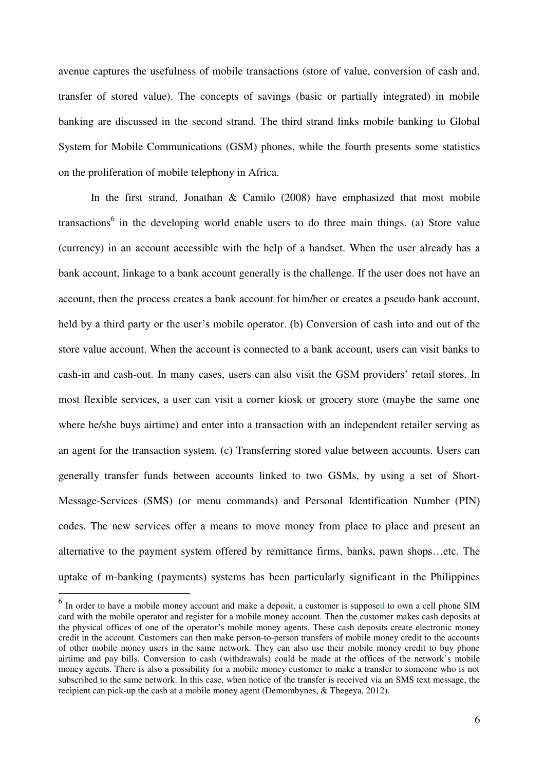avenue captures the usefulness of mobile transactions (store of value, conversion of cash and, transfer of stored value). The concepts of savings (basic or partially integrated) in mobile banking are discussed in the second strand. The third strand links mobile banking to Global System for Mobile Communications (GSM) phones, while the fourth presents some statistics on the proliferation of mobile telephony in Africa.

In the first strand, Jonathan & Camilo (2008) have emphasized that most mobile transactions[6] in the developing world enable users to do three main things. (a) Store value (currency) in an account accessible with the help of a handset. When the user already has a bank account, linkage to a bank account generally is the challenge. If the user does not have an account, then the process creates a bank account for him/her or creates a pseudo bank account, held by a third party or the user's mobile operator. (b) Conversion of cash into and out of the store value account. When the account is connected to a bank account, users can visit banks to cash-in and cash-out. In many cases, users can also visit the GSM providers' retail stores. In most flexible services, a user can visit a corner kiosk or grocery store (maybe the same one where he/she buys airtime) and enter into a transaction with an independent retailer serving as an agent for the transaction system. (c) Transferring stored value between accounts. Users can generally transfer funds between accounts linked to two GSMs, by using a set of Short-Message-Services (SMS) (or menu commands) and Personal Identification Number (PIN) codes. The new services offer a means to move money from place to place and present an alternative to the payment system offered by remittance firms, banks, pawn shops…etc. The uptake of m-banking (payments) systems has been particularly significant in the Philippines

[6] In order to have a mobile money account and make a deposit, a customer is supposed to own a cell phone SIM card with the mobile operator and register for a mobile money account. Then the customer makes cash deposits at the physical offices of one of the operator's mobile money agents. These cash deposits create electronic money credit in the account. Customers can then make person-to-person transfers of mobile money credit to the accounts of other mobile money users in the same network. They can also use their mobile money credit to buy phone airtime and pay bills. Conversion to cash (withdrawals) could be made at the offices of the network's mobile money agents. There is also a possibility for a mobile money customer to make a transfer to someone who is not subscribed to the same network. In this case, when notice of the transfer is received via an SMS text message, the recipient can pick-up the cash at a mobile money agent (Demombynes, & Thegeya, 2012).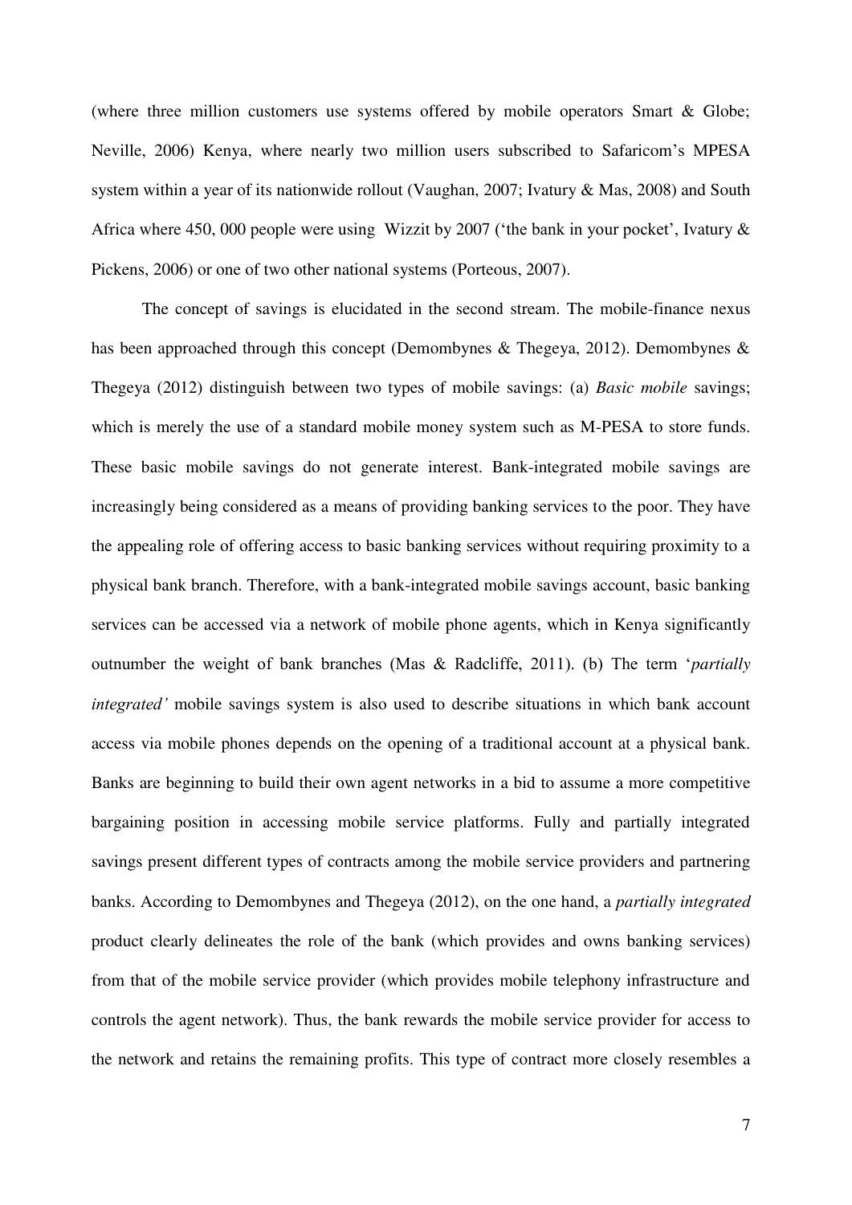(where three million customers use systems offered by mobile operators Smart & Globe; Neville, 2006) Kenya, where nearly two million users subscribed to Safaricom's MPESA system within a year of its nationwide rollout (Vaughan, 2007; Ivatury & Mas, 2008) and South Africa where 450, 000 people were using Wizzit by 2007 ('the bank in your pocket', Ivatury & Pickens, 2006) or one of two other national systems (Porteous, 2007).

The concept of savings is elucidated in the second stream. The mobile-finance nexus has been approached through this concept (Demombynes & Thegeya, 2012). Demombynes & Thegeya (2012) distinguish between two types of mobile savings: (a) *Basic mobile* savings; which is merely the use of a standard mobile money system such as M-PESA to store funds. These basic mobile savings do not generate interest. Bank-integrated mobile savings are increasingly being considered as a means of providing banking services to the poor. They have the appealing role of offering access to basic banking services without requiring proximity to a physical bank branch. Therefore, with a bank-integrated mobile savings account, basic banking services can be accessed via a network of mobile phone agents, which in Kenya significantly outnumber the weight of bank branches (Mas & Radcliffe, 2011). (b) The term '*partially integrated'* mobile savings system is also used to describe situations in which bank account access via mobile phones depends on the opening of a traditional account at a physical bank. Banks are beginning to build their own agent networks in a bid to assume a more competitive bargaining position in accessing mobile service platforms. Fully and partially integrated savings present different types of contracts among the mobile service providers and partnering banks. According to Demombynes and Thegeya (2012), on the one hand, a *partially integrated* product clearly delineates the role of the bank (which provides and owns banking services) from that of the mobile service provider (which provides mobile telephony infrastructure and controls the agent network). Thus, the bank rewards the mobile service provider for access to the network and retains the remaining profits. This type of contract more closely resembles a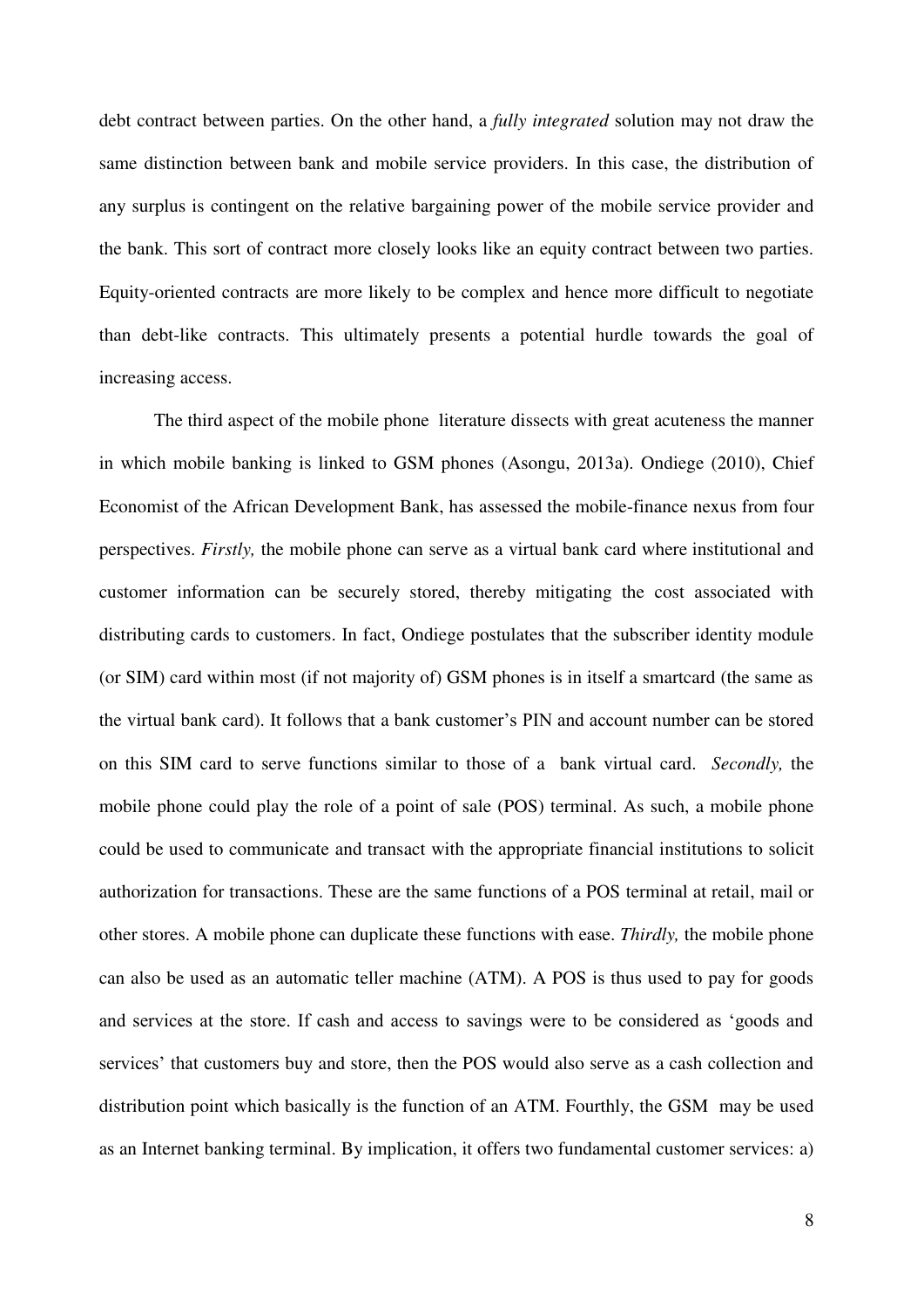debt contract between parties. On the other hand, a *fully integrated* solution may not draw the same distinction between bank and mobile service providers. In this case, the distribution of any surplus is contingent on the relative bargaining power of the mobile service provider and the bank. This sort of contract more closely looks like an equity contract between two parties. Equity-oriented contracts are more likely to be complex and hence more difficult to negotiate than debt-like contracts. This ultimately presents a potential hurdle towards the goal of increasing access.

The third aspect of the mobile phone literature dissects with great acuteness the manner in which mobile banking is linked to GSM phones (Asongu, 2013a). Ondiege (2010), Chief Economist of the African Development Bank, has assessed the mobile-finance nexus from four perspectives. *Firstly,* the mobile phone can serve as a virtual bank card where institutional and customer information can be securely stored, thereby mitigating the cost associated with distributing cards to customers. In fact, Ondiege postulates that the subscriber identity module (or SIM) card within most (if not majority of) GSM phones is in itself a smartcard (the same as the virtual bank card). It follows that a bank customer's PIN and account number can be stored on this SIM card to serve functions similar to those of a bank virtual card. *Secondly,* the mobile phone could play the role of a point of sale (POS) terminal. As such, a mobile phone could be used to communicate and transact with the appropriate financial institutions to solicit authorization for transactions. These are the same functions of a POS terminal at retail, mail or other stores. A mobile phone can duplicate these functions with ease. *Thirdly,* the mobile phone can also be used as an automatic teller machine (ATM). A POS is thus used to pay for goods and services at the store. If cash and access to savings were to be considered as 'goods and services' that customers buy and store, then the POS would also serve as a cash collection and distribution point which basically is the function of an ATM. Fourthly, the GSM may be used as an Internet banking terminal. By implication, it offers two fundamental customer services: a)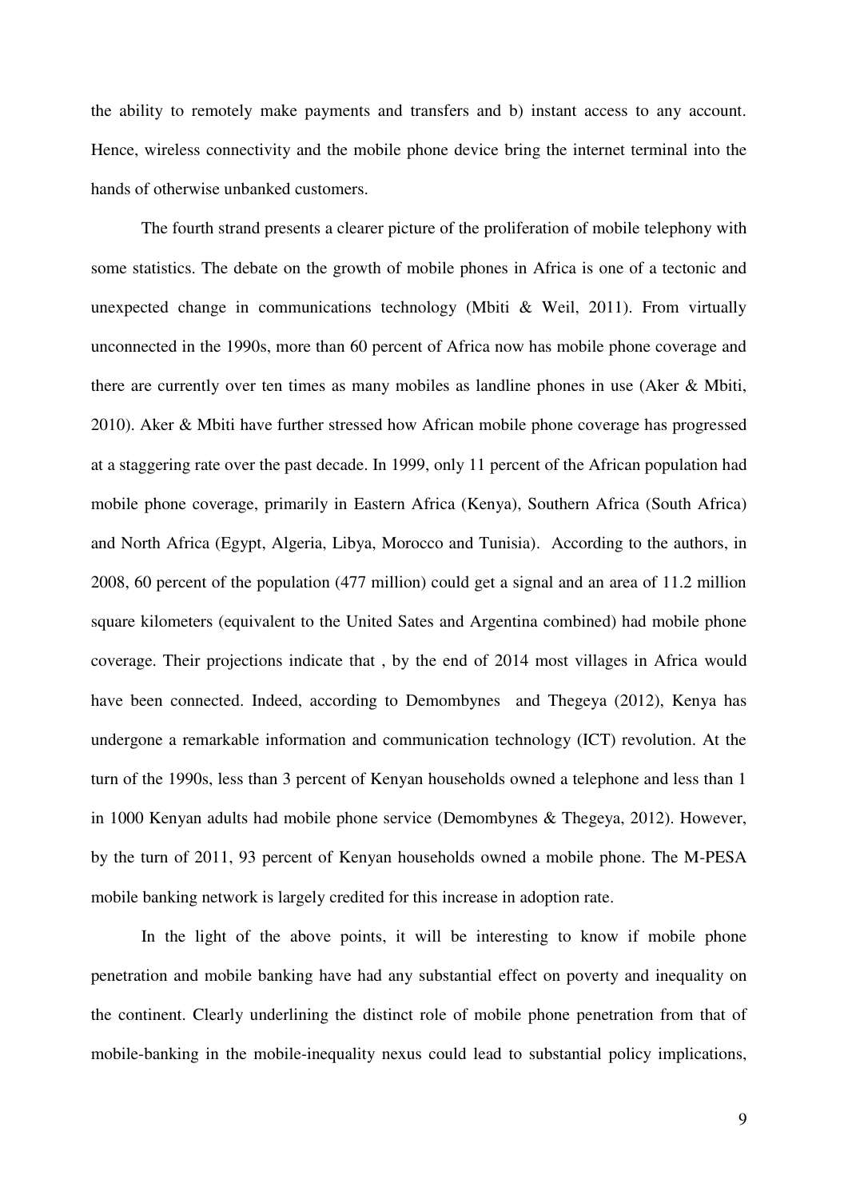the ability to remotely make payments and transfers and b) instant access to any account. Hence, wireless connectivity and the mobile phone device bring the internet terminal into the hands of otherwise unbanked customers.

The fourth strand presents a clearer picture of the proliferation of mobile telephony with some statistics. The debate on the growth of mobile phones in Africa is one of a tectonic and unexpected change in communications technology (Mbiti & Weil, 2011). From virtually unconnected in the 1990s, more than 60 percent of Africa now has mobile phone coverage and there are currently over ten times as many mobiles as landline phones in use (Aker & Mbiti, 2010). Aker & Mbiti have further stressed how African mobile phone coverage has progressed at a staggering rate over the past decade. In 1999, only 11 percent of the African population had mobile phone coverage, primarily in Eastern Africa (Kenya), Southern Africa (South Africa) and North Africa (Egypt, Algeria, Libya, Morocco and Tunisia). According to the authors, in 2008, 60 percent of the population (477 million) could get a signal and an area of 11.2 million square kilometers (equivalent to the United Sates and Argentina combined) had mobile phone coverage. Their projections indicate that , by the end of 2014 most villages in Africa would have been connected. Indeed, according to Demombynes and Thegeya (2012), Kenya has undergone a remarkable information and communication technology (ICT) revolution. At the turn of the 1990s, less than 3 percent of Kenyan households owned a telephone and less than 1 in 1000 Kenyan adults had mobile phone service (Demombynes & Thegeya, 2012). However, by the turn of 2011, 93 percent of Kenyan households owned a mobile phone. The M-PESA mobile banking network is largely credited for this increase in adoption rate.

In the light of the above points, it will be interesting to know if mobile phone penetration and mobile banking have had any substantial effect on poverty and inequality on the continent. Clearly underlining the distinct role of mobile phone penetration from that of mobile-banking in the mobile-inequality nexus could lead to substantial policy implications,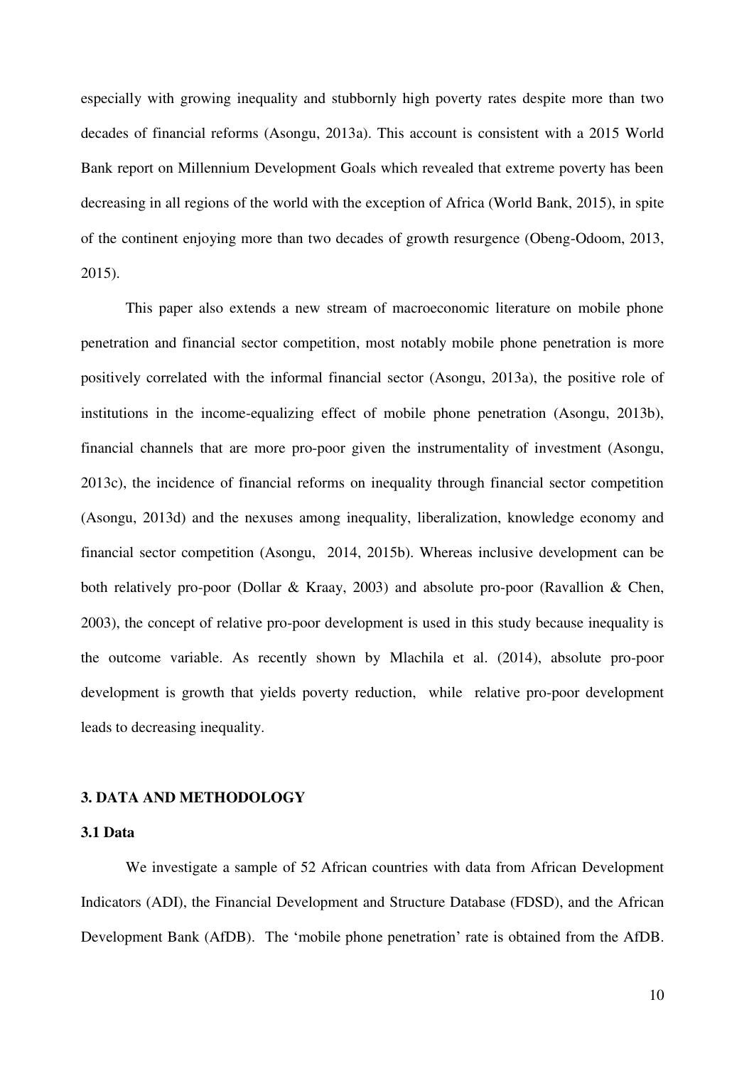especially with growing inequality and stubbornly high poverty rates despite more than two decades of financial reforms (Asongu, 2013a). This account is consistent with a 2015 World Bank report on Millennium Development Goals which revealed that extreme poverty has been decreasing in all regions of the world with the exception of Africa (World Bank, 2015), in spite of the continent enjoying more than two decades of growth resurgence (Obeng-Odoom, 2013, 2015).

This paper also extends a new stream of macroeconomic literature on mobile phone penetration and financial sector competition, most notably mobile phone penetration is more positively correlated with the informal financial sector (Asongu, 2013a), the positive role of institutions in the income-equalizing effect of mobile phone penetration (Asongu, 2013b), financial channels that are more pro-poor given the instrumentality of investment (Asongu, 2013c), the incidence of financial reforms on inequality through financial sector competition (Asongu, 2013d) and the nexuses among inequality, liberalization, knowledge economy and financial sector competition (Asongu, 2014, 2015b). Whereas inclusive development can be both relatively pro-poor (Dollar & Kraay, 2003) and absolute pro-poor (Ravallion & Chen, 2003), the concept of relative pro-poor development is used in this study because inequality is the outcome variable. As recently shown by Mlachila et al. (2014), absolute pro-poor development is growth that yields poverty reduction, while relative pro-poor development leads to decreasing inequality.

## 3. DATA AND METHODOLOGY

### 3.1 Data

We investigate a sample of 52 African countries with data from African Development Indicators (ADI), the Financial Development and Structure Database (FDSD), and the African Development Bank (AfDB). The 'mobile phone penetration' rate is obtained from the AfDB.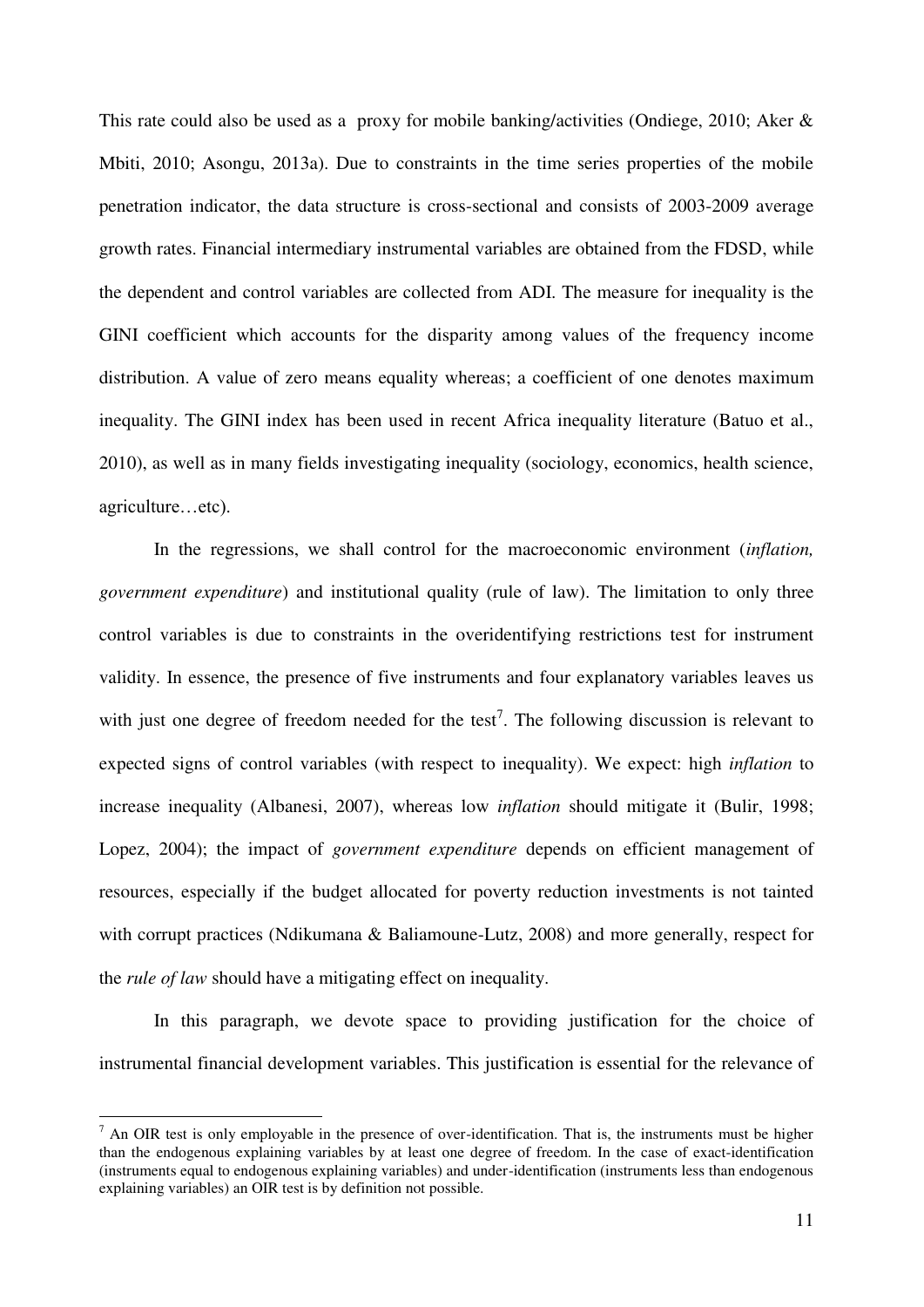This rate could also be used as a proxy for mobile banking/activities (Ondiege, 2010; Aker & Mbiti, 2010; Asongu, 2013a). Due to constraints in the time series properties of the mobile penetration indicator, the data structure is cross-sectional and consists of 2003-2009 average growth rates. Financial intermediary instrumental variables are obtained from the FDSD, while the dependent and control variables are collected from ADI. The measure for inequality is the GINI coefficient which accounts for the disparity among values of the frequency income distribution. A value of zero means equality whereas; a coefficient of one denotes maximum inequality. The GINI index has been used in recent Africa inequality literature (Batuo et al., 2010), as well as in many fields investigating inequality (sociology, economics, health science, agriculture…etc).

In the regressions, we shall control for the macroeconomic environment (*inflation, government expenditure*) and institutional quality (rule of law). The limitation to only three control variables is due to constraints in the overidentifying restrictions test for instrument validity. In essence, the presence of five instruments and four explanatory variables leaves us with just one degree of freedom needed for the test[7]. The following discussion is relevant to expected signs of control variables (with respect to inequality). We expect: high *inflation* to increase inequality (Albanesi, 2007), whereas low *inflation* should mitigate it (Bulir, 1998; Lopez, 2004); the impact of *government expenditure* depends on efficient management of resources, especially if the budget allocated for poverty reduction investments is not tainted with corrupt practices (Ndikumana & Baliamoune-Lutz, 2008) and more generally, respect for the *rule of law* should have a mitigating effect on inequality.

In this paragraph, we devote space to providing justification for the choice of instrumental financial development variables. This justification is essential for the relevance of

[7] An OIR test is only employable in the presence of over-identification. That is, the instruments must be higher than the endogenous explaining variables by at least one degree of freedom. In the case of exact-identification (instruments equal to endogenous explaining variables) and under-identification (instruments less than endogenous explaining variables) an OIR test is by definition not possible.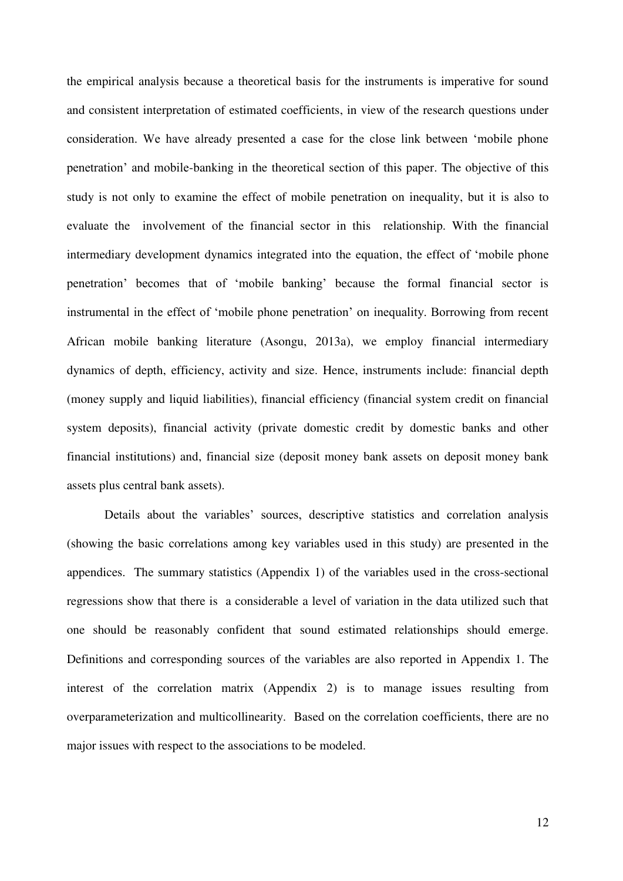the empirical analysis because a theoretical basis for the instruments is imperative for sound and consistent interpretation of estimated coefficients, in view of the research questions under consideration. We have already presented a case for the close link between 'mobile phone penetration' and mobile-banking in the theoretical section of this paper. The objective of this study is not only to examine the effect of mobile penetration on inequality, but it is also to evaluate the involvement of the financial sector in this relationship. With the financial intermediary development dynamics integrated into the equation, the effect of 'mobile phone penetration' becomes that of 'mobile banking' because the formal financial sector is instrumental in the effect of 'mobile phone penetration' on inequality. Borrowing from recent African mobile banking literature (Asongu, 2013a), we employ financial intermediary dynamics of depth, efficiency, activity and size. Hence, instruments include: financial depth (money supply and liquid liabilities), financial efficiency (financial system credit on financial system deposits), financial activity (private domestic credit by domestic banks and other financial institutions) and, financial size (deposit money bank assets on deposit money bank assets plus central bank assets).

Details about the variables' sources, descriptive statistics and correlation analysis (showing the basic correlations among key variables used in this study) are presented in the appendices. The summary statistics (Appendix 1) of the variables used in the cross-sectional regressions show that there is a considerable a level of variation in the data utilized such that one should be reasonably confident that sound estimated relationships should emerge. Definitions and corresponding sources of the variables are also reported in Appendix 1. The interest of the correlation matrix (Appendix 2) is to manage issues resulting from overparameterization and multicollinearity. Based on the correlation coefficients, there are no major issues with respect to the associations to be modeled.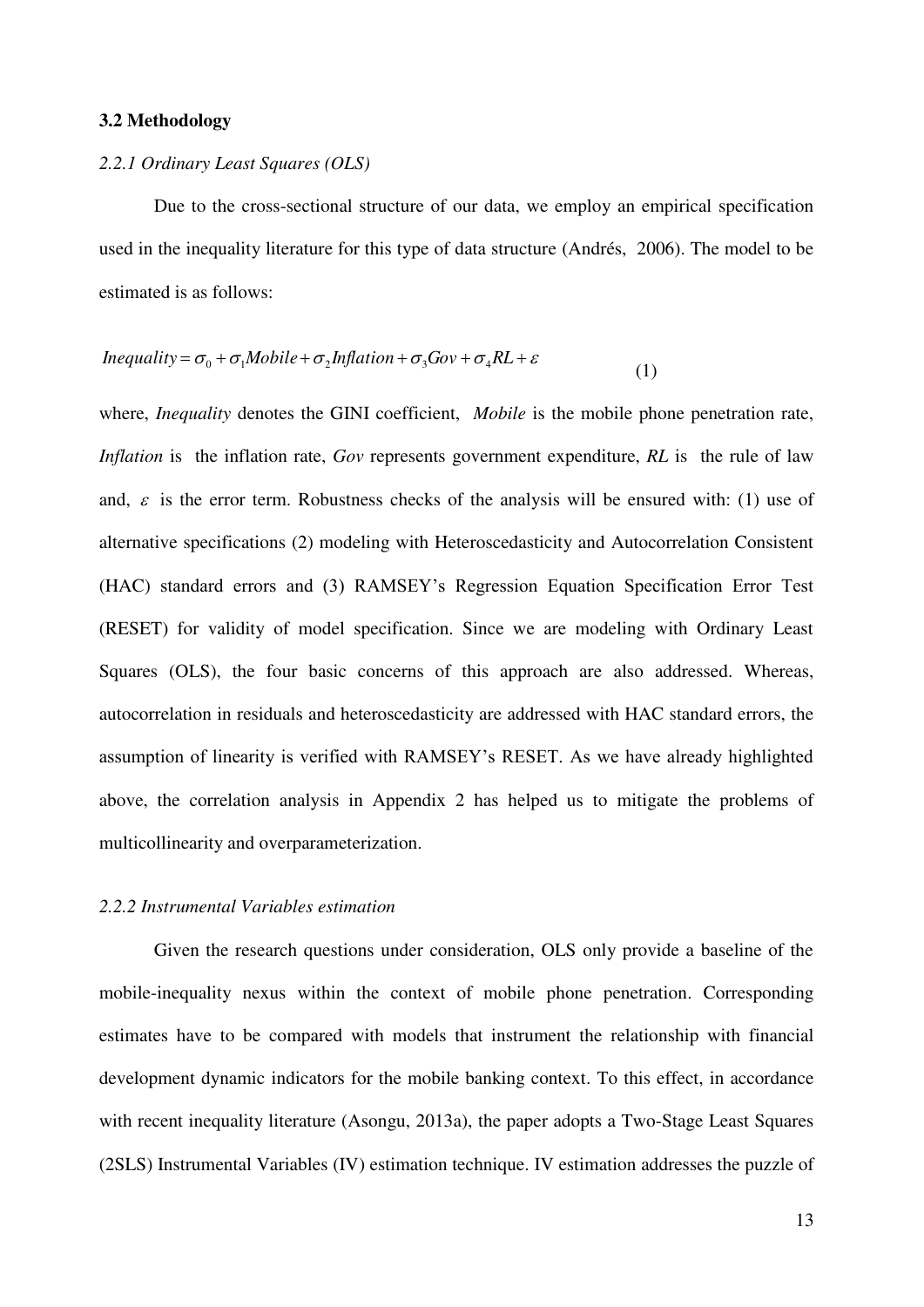### 3.2 Methodology

#### *2.2.1 Ordinary Least Squares (OLS)*

Due to the cross-sectional structure of our data, we employ an empirical specification used in the inequality literature for this type of data structure (Andrés, 2006). The model to be estimated is as follows:

$$Inequality = \sigma_0 + \sigma_1 Mobile + \sigma_2 Inflation + \sigma_3 Gov + \sigma_4 RL + \varepsilon \quad (1)$$

where, *Inequality* denotes the GINI coefficient, *Mobile* is the mobile phone penetration rate, *Inflation* is the inflation rate, *Gov* represents government expenditure, *RL* is the rule of law and, $\varepsilon$ is the error term. Robustness checks of the analysis will be ensured with: (1) use of alternative specifications (2) modeling with Heteroscedasticity and Autocorrelation Consistent (HAC) standard errors and (3) RAMSEY's Regression Equation Specification Error Test (RESET) for validity of model specification. Since we are modeling with Ordinary Least Squares (OLS), the four basic concerns of this approach are also addressed. Whereas, autocorrelation in residuals and heteroscedasticity are addressed with HAC standard errors, the assumption of linearity is verified with RAMSEY's RESET. As we have already highlighted above, the correlation analysis in Appendix 2 has helped us to mitigate the problems of multicollinearity and overparameterization.

#### *2.2.2 Instrumental Variables estimation*

Given the research questions under consideration, OLS only provide a baseline of the mobile-inequality nexus within the context of mobile phone penetration. Corresponding estimates have to be compared with models that instrument the relationship with financial development dynamic indicators for the mobile banking context. To this effect, in accordance with recent inequality literature (Asongu, 2013a), the paper adopts a Two-Stage Least Squares (2SLS) Instrumental Variables (IV) estimation technique. IV estimation addresses the puzzle of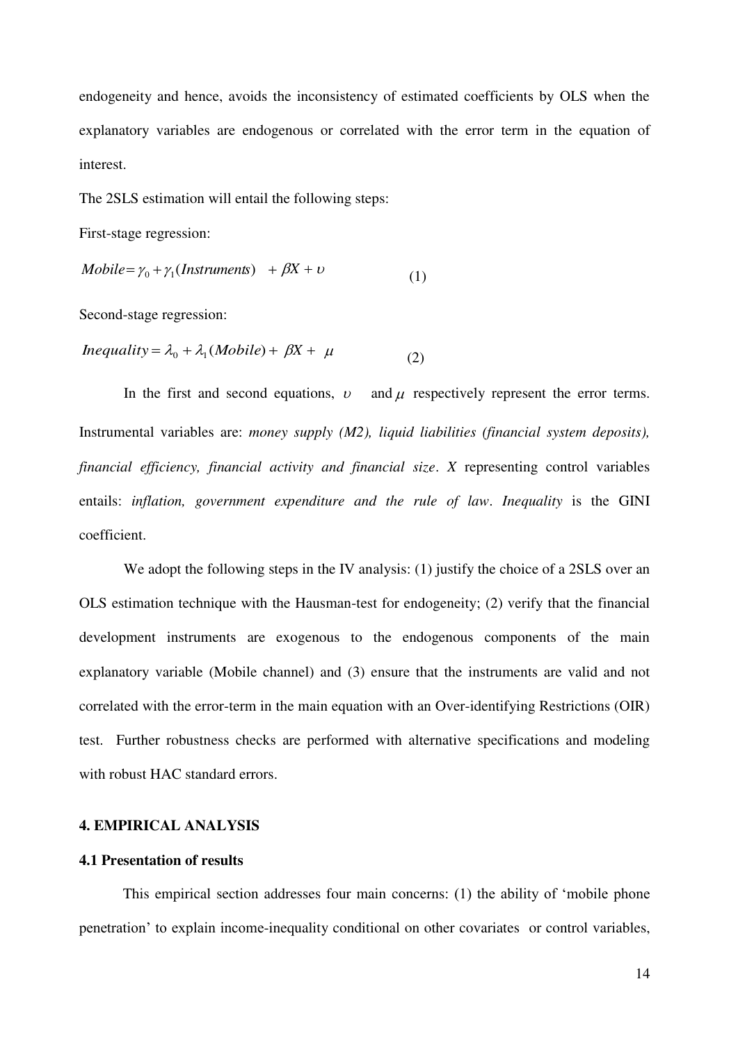endogeneity and hence, avoids the inconsistency of estimated coefficients by OLS when the explanatory variables are endogenous or correlated with the error term in the equation of interest.

The 2SLS estimation will entail the following steps:

First-stage regression:

$$Mobile = \gamma_0 + \gamma_1 (Instruments) \quad + \beta X + \upsilon \tag{1}$$

Second-stage regression:

$$Inequality = \lambda_0 + \lambda_1 (Mobile) + \beta X + \mu \tag{2}$$

In the first and second equations, $\upsilon$ and $\mu$ respectively represent the error terms. Instrumental variables are: *money supply (M2), liquid liabilities (financial system deposits), financial efficiency, financial activity and financial size*. *X* representing control variables entails: *inflation, government expenditure and the rule of law*. *Inequality* is the GINI coefficient.

We adopt the following steps in the IV analysis: (1) justify the choice of a 2SLS over an OLS estimation technique with the Hausman-test for endogeneity; (2) verify that the financial development instruments are exogenous to the endogenous components of the main explanatory variable (Mobile channel) and (3) ensure that the instruments are valid and not correlated with the error-term in the main equation with an Over-identifying Restrictions (OIR) test. Further robustness checks are performed with alternative specifications and modeling with robust HAC standard errors.

## 4. EMPIRICAL ANALYSIS

### 4.1 Presentation of results

This empirical section addresses four main concerns: (1) the ability of 'mobile phone penetration' to explain income-inequality conditional on other covariates or control variables,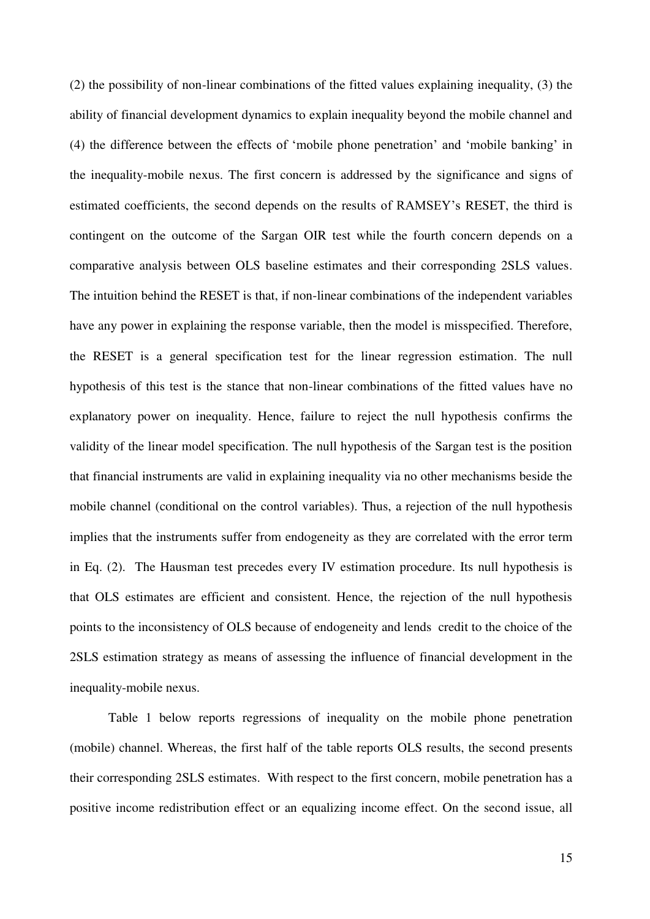(2) the possibility of non-linear combinations of the fitted values explaining inequality, (3) the ability of financial development dynamics to explain inequality beyond the mobile channel and (4) the difference between the effects of 'mobile phone penetration' and 'mobile banking' in the inequality-mobile nexus. The first concern is addressed by the significance and signs of estimated coefficients, the second depends on the results of RAMSEY's RESET, the third is contingent on the outcome of the Sargan OIR test while the fourth concern depends on a comparative analysis between OLS baseline estimates and their corresponding 2SLS values. The intuition behind the RESET is that, if non-linear combinations of the independent variables have any power in explaining the response variable, then the model is misspecified. Therefore, the RESET is a general specification test for the linear regression estimation. The null hypothesis of this test is the stance that non-linear combinations of the fitted values have no explanatory power on inequality. Hence, failure to reject the null hypothesis confirms the validity of the linear model specification. The null hypothesis of the Sargan test is the position that financial instruments are valid in explaining inequality via no other mechanisms beside the mobile channel (conditional on the control variables). Thus, a rejection of the null hypothesis implies that the instruments suffer from endogeneity as they are correlated with the error term in Eq. (2). The Hausman test precedes every IV estimation procedure. Its null hypothesis is that OLS estimates are efficient and consistent. Hence, the rejection of the null hypothesis points to the inconsistency of OLS because of endogeneity and lends credit to the choice of the 2SLS estimation strategy as means of assessing the influence of financial development in the inequality-mobile nexus.

Table 1 below reports regressions of inequality on the mobile phone penetration (mobile) channel. Whereas, the first half of the table reports OLS results, the second presents their corresponding 2SLS estimates. With respect to the first concern, mobile penetration has a positive income redistribution effect or an equalizing income effect. On the second issue, all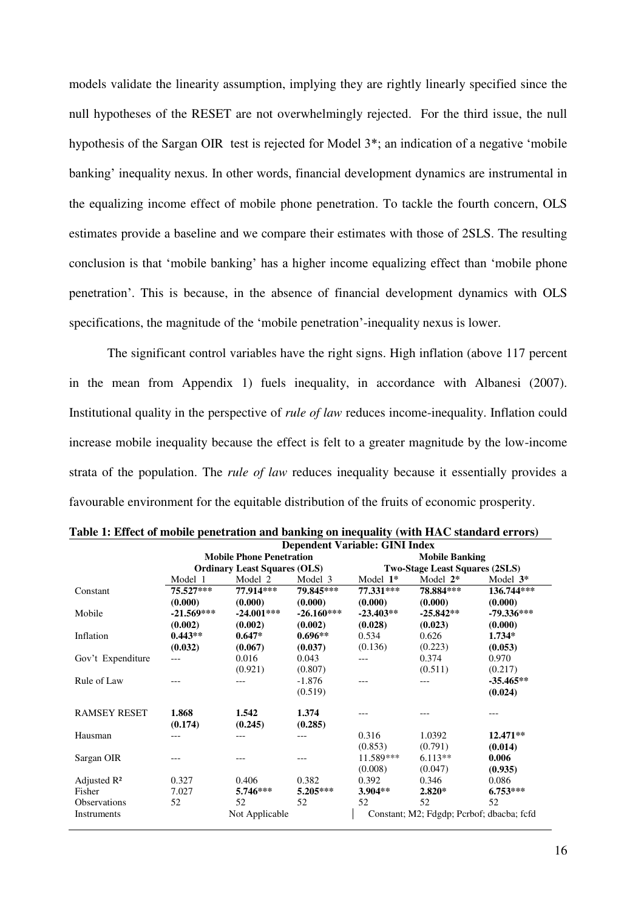models validate the linearity assumption, implying they are rightly linearly specified since the null hypotheses of the RESET are not overwhelmingly rejected. For the third issue, the null hypothesis of the Sargan OIR test is rejected for Model 3*; an indication of a negative 'mobile banking' inequality nexus. In other words, financial development dynamics are instrumental in the equalizing income effect of mobile phone penetration. To tackle the fourth concern, OLS estimates provide a baseline and we compare their estimates with those of 2SLS. The resulting conclusion is that 'mobile banking' has a higher income equalizing effect than 'mobile phone penetration'. This is because, in the absence of financial development dynamics with OLS specifications, the magnitude of the 'mobile penetration'-inequality nexus is lower.

The significant control variables have the right signs. High inflation (above 117 percent in the mean from Appendix 1) fuels inequality, in accordance with Albanesi (2007). Institutional quality in the perspective of *rule of law* reduces income-inequality. Inflation could increase mobile inequality because the effect is felt to a greater magnitude by the low-income strata of the population. The *rule of law* reduces inequality because it essentially provides a favourable environment for the equitable distribution of the fruits of economic prosperity.

**Table 1: Effect of mobile penetration and banking on inequality (with HAC standard errors)**

| | Dependent Variable: GINI Index | | | | | |
|---|---|---|---|---|---|---|
| | **Mobile Phone Penetration** | | | **Mobile Banking** | | |
| | **Ordinary Least Squares (OLS)** | | | **Two-Stage Least Squares (2SLS)** | | |
| | Model 1 | Model 2 | Model 3 | Model **1*** | Model **2*** | Model **3*** |
| Constant | **75.527*****<br>**(0.000)** | **77.914*****<br>**(0.000)** | **79.845*****<br>**(0.000)** | **77.331*****<br>**(0.000)** | **78.884*****<br>**(0.000)** | **136.744*****<br>**(0.000)** |
| Mobile | **-21.569*****<br>**(0.002)** | **-24.001*****<br>**(0.002)** | **-26.160*****<br>**(0.002)** | **-23.403****<br>**(0.028)** | **-25.842****<br>**(0.023)** | **-79.336*****<br>**(0.000)** |
| Inflation | **0.443****<br>**(0.032)** | **0.647***<br>**(0.067)** | **0.696****<br>**(0.037)** | 0.534<br>(0.136) | 0.626<br>(0.223) | **1.734***<br>**(0.053)** |
| Gov't Expenditure | --- | 0.016<br>(0.921) | 0.043<br>(0.807) | --- | 0.374<br>(0.511) | 0.970<br>(0.217) |
| Rule of Law | --- | --- | -1.876<br>(0.519) | --- | --- | **-35.465****<br>**(0.024)** |
| RAMSEY RESET | **1.868**<br>**(0.174)** | **1.542**<br>**(0.245)** | **1.374**<br>**(0.285)** | --- | --- | --- |
| Hausman | --- | --- | --- | 0.316<br>(0.853) | 1.0392<br>(0.791) | **12.471****<br>**(0.014)** |
| Sargan OIR | --- | --- | --- | 11.589***<br>(0.008) | 6.113**<br>(0.047) | **0.006**<br>**(0.935)** |
| Adjusted R² | 0.327 | 0.406 | 0.382 | 0.392 | 0.346 | 0.086 |
| Fisher | 7.027 | **5.746***** | **5.205***** | **3.904**** | **2.820*** | **6.753***** |
| Observations | 52 | 52 | 52 | 52 | 52 | 52 |
| Instruments | Not Applicable | | | Constant; M2; Fdgdp; Pcrbof; dbacba; fcfd | | |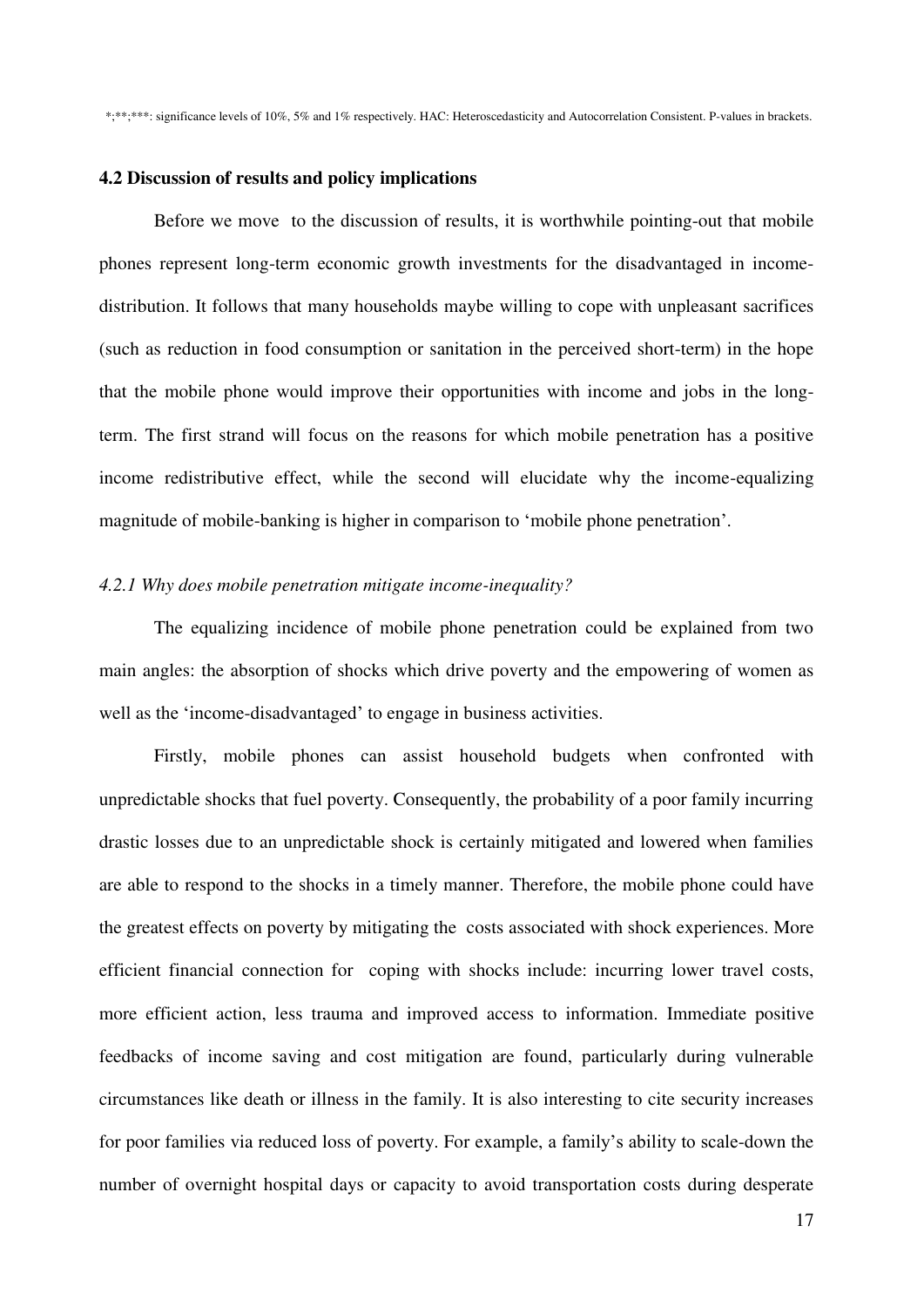*;**;***: significance levels of 10%, 5% and 1% respectively. HAC: Heteroscedasticity and Autocorrelation Consistent. P-values in brackets.

### 4.2 Discussion of results and policy implications

Before we move to the discussion of results, it is worthwhile pointing-out that mobile phones represent long-term economic growth investments for the disadvantaged in income-distribution. It follows that many households maybe willing to cope with unpleasant sacrifices (such as reduction in food consumption or sanitation in the perceived short-term) in the hope that the mobile phone would improve their opportunities with income and jobs in the long-term. The first strand will focus on the reasons for which mobile penetration has a positive income redistributive effect, while the second will elucidate why the income-equalizing magnitude of mobile-banking is higher in comparison to 'mobile phone penetration'.

#### *4.2.1 Why does mobile penetration mitigate income-inequality?*

The equalizing incidence of mobile phone penetration could be explained from two main angles: the absorption of shocks which drive poverty and the empowering of women as well as the 'income-disadvantaged' to engage in business activities.

Firstly, mobile phones can assist household budgets when confronted with unpredictable shocks that fuel poverty. Consequently, the probability of a poor family incurring drastic losses due to an unpredictable shock is certainly mitigated and lowered when families are able to respond to the shocks in a timely manner. Therefore, the mobile phone could have the greatest effects on poverty by mitigating the costs associated with shock experiences. More efficient financial connection for coping with shocks include: incurring lower travel costs, more efficient action, less trauma and improved access to information. Immediate positive feedbacks of income saving and cost mitigation are found, particularly during vulnerable circumstances like death or illness in the family. It is also interesting to cite security increases for poor families via reduced loss of poverty. For example, a family's ability to scale-down the number of overnight hospital days or capacity to avoid transportation costs during desperate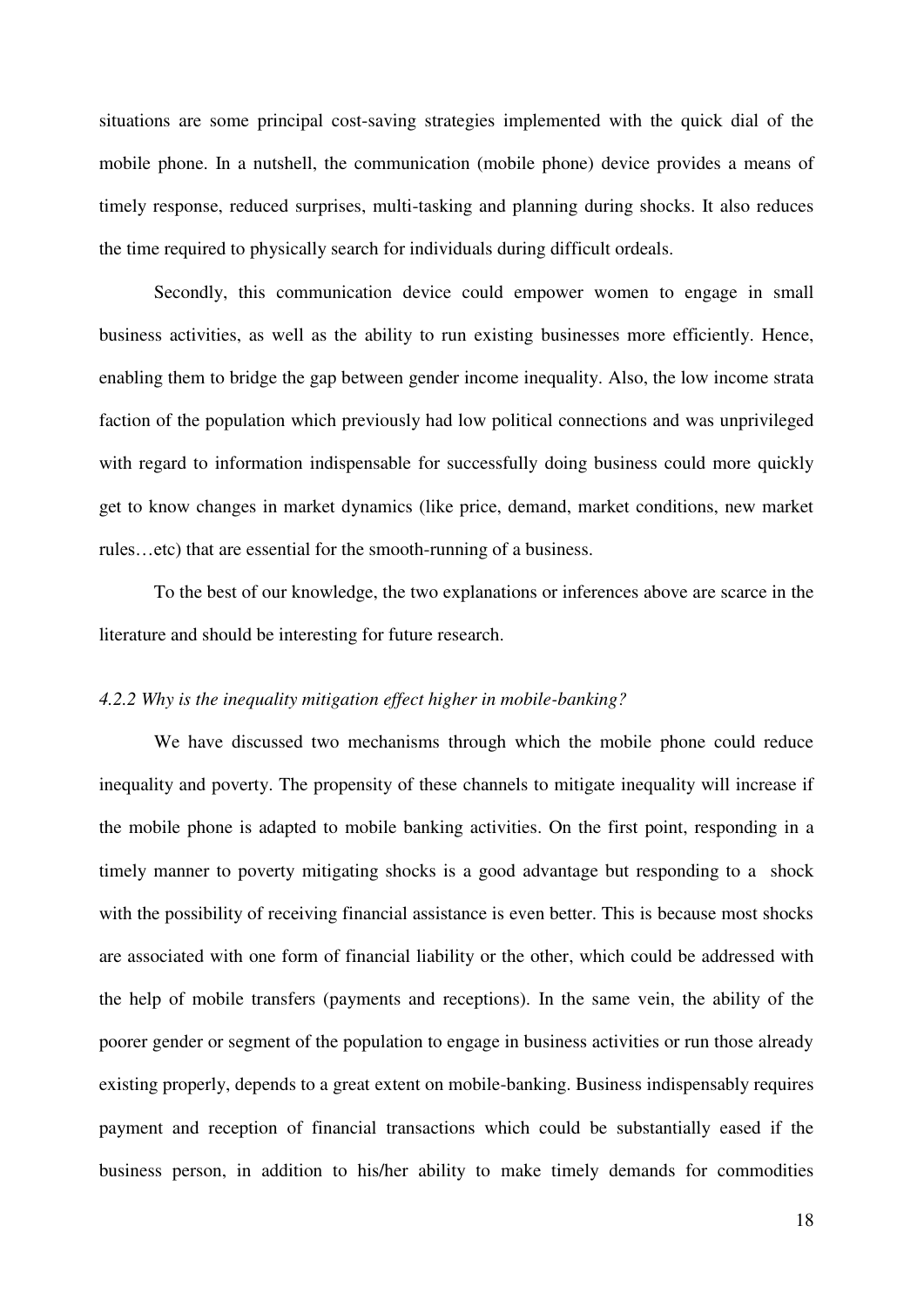situations are some principal cost-saving strategies implemented with the quick dial of the mobile phone. In a nutshell, the communication (mobile phone) device provides a means of timely response, reduced surprises, multi-tasking and planning during shocks. It also reduces the time required to physically search for individuals during difficult ordeals.

Secondly, this communication device could empower women to engage in small business activities, as well as the ability to run existing businesses more efficiently. Hence, enabling them to bridge the gap between gender income inequality. Also, the low income strata faction of the population which previously had low political connections and was unprivileged with regard to information indispensable for successfully doing business could more quickly get to know changes in market dynamics (like price, demand, market conditions, new market rules…etc) that are essential for the smooth-running of a business.

To the best of our knowledge, the two explanations or inferences above are scarce in the literature and should be interesting for future research.

*4.2.2 Why is the inequality mitigation effect higher in mobile-banking?*

We have discussed two mechanisms through which the mobile phone could reduce inequality and poverty. The propensity of these channels to mitigate inequality will increase if the mobile phone is adapted to mobile banking activities. On the first point, responding in a timely manner to poverty mitigating shocks is a good advantage but responding to a shock with the possibility of receiving financial assistance is even better. This is because most shocks are associated with one form of financial liability or the other, which could be addressed with the help of mobile transfers (payments and receptions). In the same vein, the ability of the poorer gender or segment of the population to engage in business activities or run those already existing properly, depends to a great extent on mobile-banking. Business indispensably requires payment and reception of financial transactions which could be substantially eased if the business person, in addition to his/her ability to make timely demands for commodities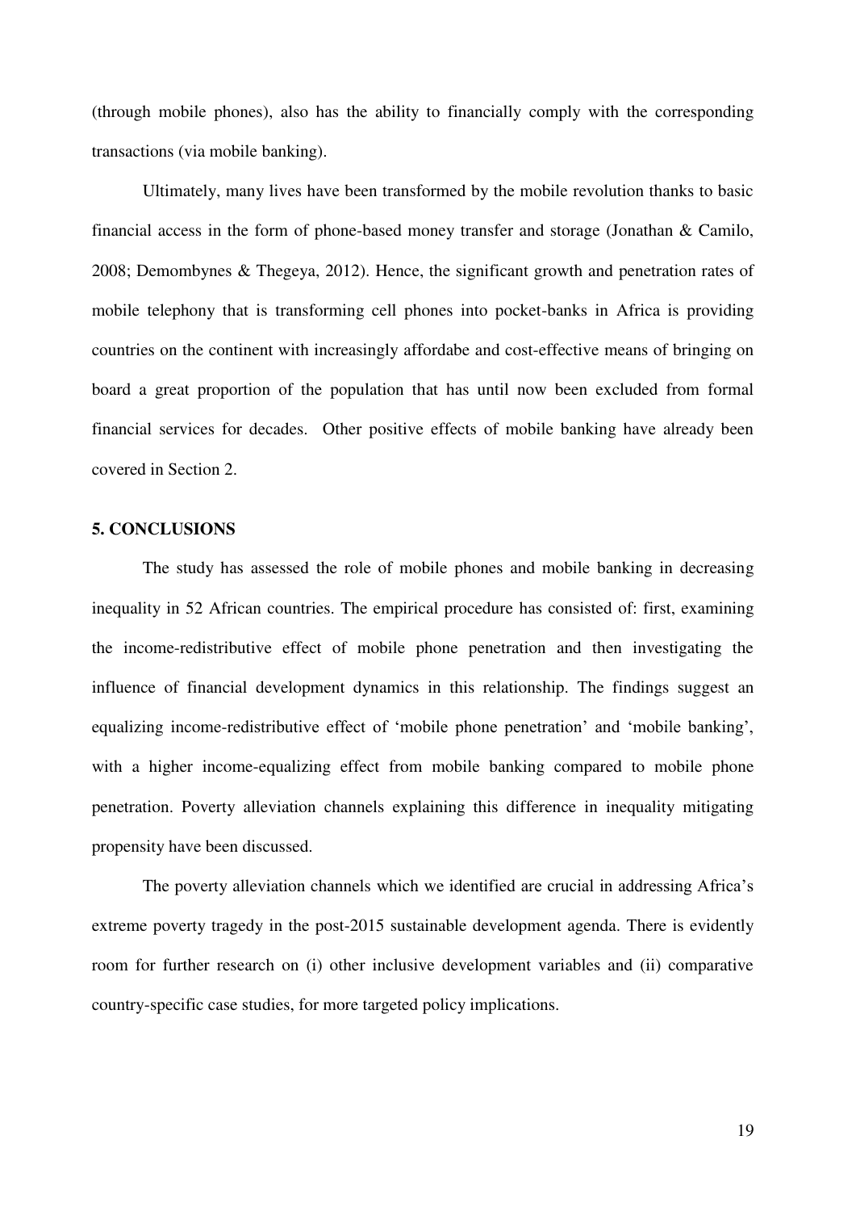(through mobile phones), also has the ability to financially comply with the corresponding transactions (via mobile banking).

Ultimately, many lives have been transformed by the mobile revolution thanks to basic financial access in the form of phone-based money transfer and storage (Jonathan & Camilo, 2008; Demombynes & Thegeya, 2012). Hence, the significant growth and penetration rates of mobile telephony that is transforming cell phones into pocket-banks in Africa is providing countries on the continent with increasingly affordabe and cost-effective means of bringing on board a great proportion of the population that has until now been excluded from formal financial services for decades. Other positive effects of mobile banking have already been covered in Section 2.

## 5. CONCLUSIONS

The study has assessed the role of mobile phones and mobile banking in decreasing inequality in 52 African countries. The empirical procedure has consisted of: first, examining the income-redistributive effect of mobile phone penetration and then investigating the influence of financial development dynamics in this relationship. The findings suggest an equalizing income-redistributive effect of 'mobile phone penetration' and 'mobile banking', with a higher income-equalizing effect from mobile banking compared to mobile phone penetration. Poverty alleviation channels explaining this difference in inequality mitigating propensity have been discussed.

The poverty alleviation channels which we identified are crucial in addressing Africa's extreme poverty tragedy in the post-2015 sustainable development agenda. There is evidently room for further research on (i) other inclusive development variables and (ii) comparative country-specific case studies, for more targeted policy implications.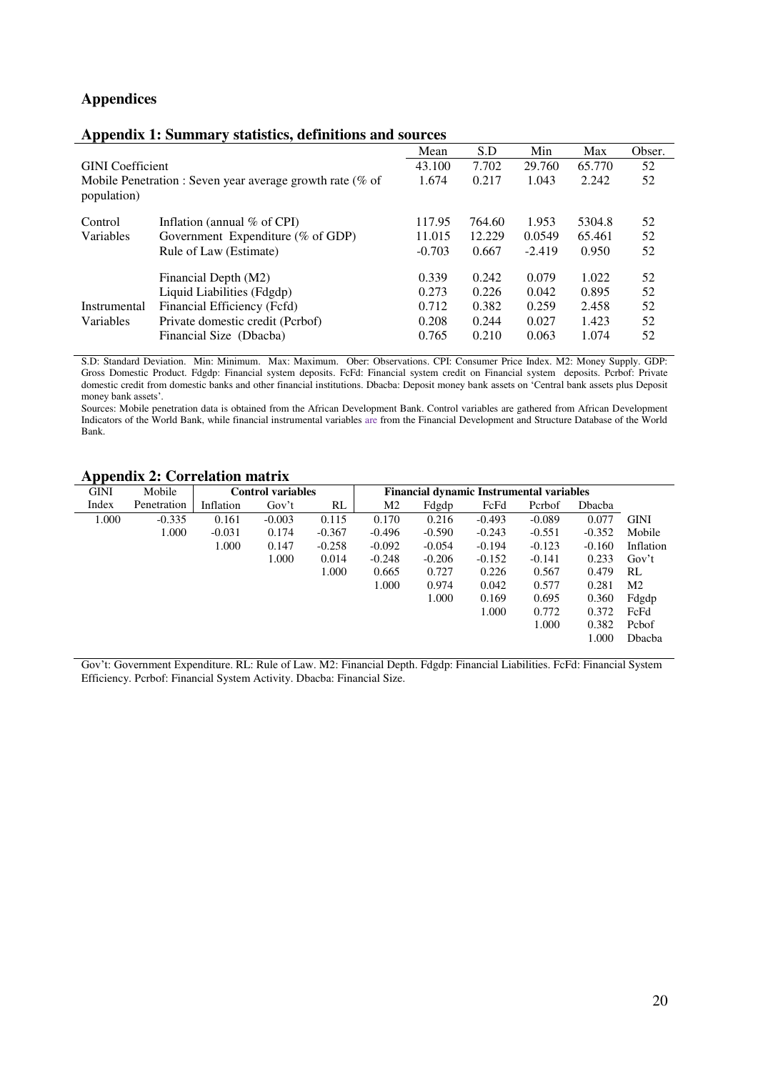## Appendices

### Appendix 1: Summary statistics, definitions and sources

| | | Mean | S.D | Min | Max | Obser. |
|---|---|---|---|---|---|---|
| GINI Coefficient | | 43.100 | 7.702 | 29.760 | 65.770 | 52 |
| Mobile Penetration : Seven year average growth rate (% of population) | | 1.674 | 0.217 | 1.043 | 2.242 | 52 |
| Control Variables | Inflation (annual % of CPI) | 117.95 | 764.60 | 1.953 | 5304.8 | 52 |
| | Government Expenditure (% of GDP) | 11.015 | 12.229 | 0.0549 | 65.461 | 52 |
| | Rule of Law (Estimate) | -0.703 | 0.667 | -2.419 | 0.950 | 52 |
| Instrumental Variables | Financial Depth (M2) | 0.339 | 0.242 | 0.079 | 1.022 | 52 |
| | Liquid Liabilities (Fdgdp) | 0.273 | 0.226 | 0.042 | 0.895 | 52 |
| | Financial Efficiency (Fcfd) | 0.712 | 0.382 | 0.259 | 2.458 | 52 |
| | Private domestic credit (Pcrbof) | 0.208 | 0.244 | 0.027 | 1.423 | 52 |
| | Financial Size (Dbacba) | 0.765 | 0.210 | 0.063 | 1.074 | 52 |

S.D: Standard Deviation. Min: Minimum. Max: Maximum. Ober: Observations. CPI: Consumer Price Index. M2: Money Supply. GDP: Gross Domestic Product. Fdgdp: Financial system deposits. FcFd: Financial system credit on Financial system deposits. Pcrbof: Private domestic credit from domestic banks and other financial institutions. Dbacba: Deposit money bank assets on 'Central bank assets plus Deposit money bank assets'.

Sources: Mobile penetration data is obtained from the African Development Bank. Control variables are gathered from African Development Indicators of the World Bank, while financial instrumental variables are from the Financial Development and Structure Database of the World Bank.

### Appendix 2: Correlation matrix

| GINI Index | Mobile Penetration | Control variables | | | Financial dynamic Instrumental variables | | | | | |
|---|---|---|---|---|---|---|---|---|---|---|
| | | Inflation | Gov't | RL | M2 | Fdgdp | FcFd | Pcrbof | Dbacba | |
| 1.000 | -0.335 | 0.161 | -0.003 | 0.115 | 0.170 | 0.216 | -0.493 | -0.089 | 0.077 | GINI |
| | 1.000 | -0.031 | 0.174 | -0.367 | -0.496 | -0.590 | -0.243 | -0.551 | -0.352 | Mobile |
| | | 1.000 | 0.147 | -0.258 | -0.092 | -0.054 | -0.194 | -0.123 | -0.160 | Inflation |
| | | | 1.000 | 0.014 | -0.248 | -0.206 | -0.152 | -0.141 | 0.233 | Gov't |
| | | | | 1.000 | 0.665 | 0.727 | 0.226 | 0.567 | 0.479 | RL |
| | | | | | 1.000 | 0.974 | 0.042 | 0.577 | 0.281 | M2 |
| | | | | | | 1.000 | 0.169 | 0.695 | 0.360 | Fdgdp |
| | | | | | | | 1.000 | 0.772 | 0.372 | FcFd |
| | | | | | | | | 1.000 | 0.382 | Pcbof |
| | | | | | | | | | 1.000 | Dbacba |

Gov't: Government Expenditure. RL: Rule of Law. M2: Financial Depth. Fdgdp: Financial Liabilities. FcFd: Financial System Efficiency. Pcrbof: Financial System Activity. Dbacba: Financial Size.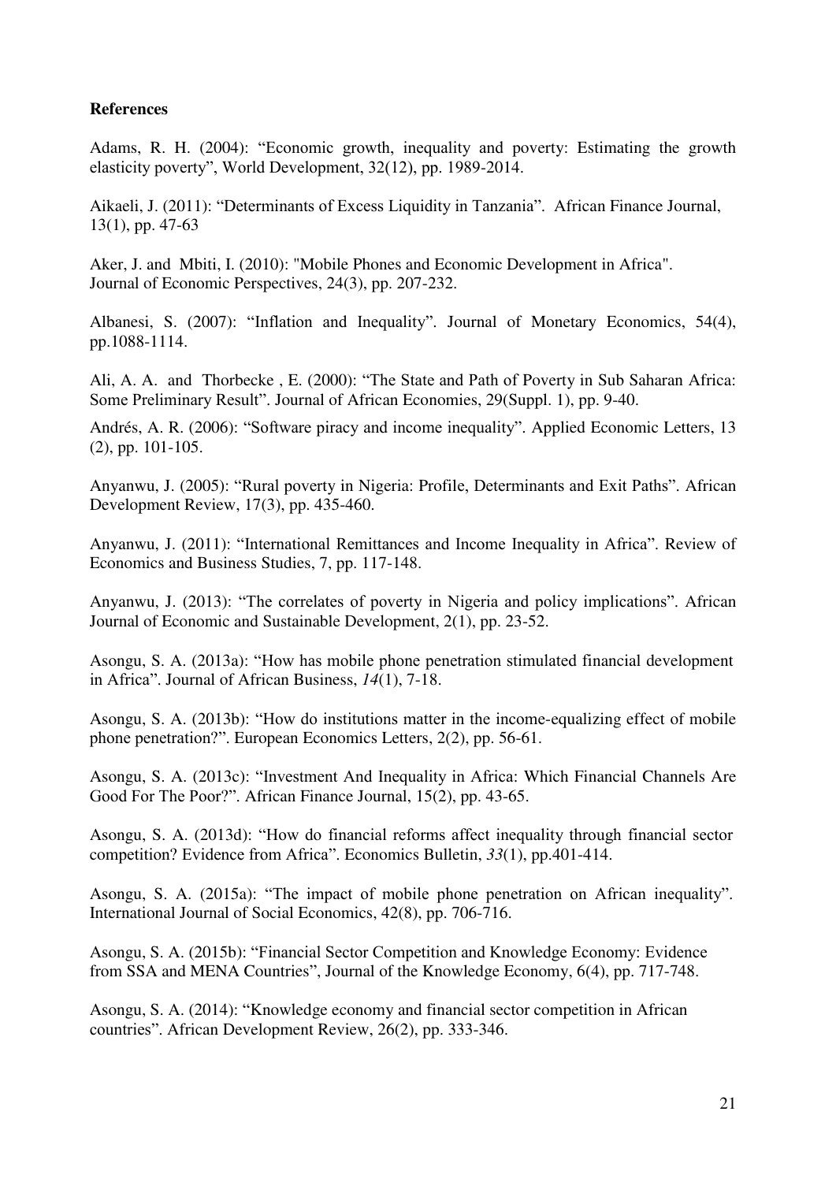**References**

Adams, R. H. (2004): "Economic growth, inequality and poverty: Estimating the growth elasticity poverty", World Development, 32(12), pp. 1989-2014.

Aikaeli, J. (2011): "Determinants of Excess Liquidity in Tanzania". African Finance Journal, 13(1), pp. 47-63

Aker, J. and Mbiti, I. (2010): "Mobile Phones and Economic Development in Africa". Journal of Economic Perspectives, 24(3), pp. 207-232.

Albanesi, S. (2007): "Inflation and Inequality". Journal of Monetary Economics, 54(4), pp.1088-1114.

Ali, A. A. and Thorbecke , E. (2000): "The State and Path of Poverty in Sub Saharan Africa: Some Preliminary Result". Journal of African Economies, 29(Suppl. 1), pp. 9-40.

Andrés, A. R. (2006): "Software piracy and income inequality". Applied Economic Letters, 13 (2), pp. 101-105.

Anyanwu, J. (2005): "Rural poverty in Nigeria: Profile, Determinants and Exit Paths". African Development Review, 17(3), pp. 435-460.

Anyanwu, J. (2011): "International Remittances and Income Inequality in Africa". Review of Economics and Business Studies, 7, pp. 117-148.

Anyanwu, J. (2013): "The correlates of poverty in Nigeria and policy implications". African Journal of Economic and Sustainable Development, 2(1), pp. 23-52.

Asongu, S. A. (2013a): "How has mobile phone penetration stimulated financial development in Africa". Journal of African Business, *14*(1), 7-18.

Asongu, S. A. (2013b): "How do institutions matter in the income-equalizing effect of mobile phone penetration?". European Economics Letters, 2(2), pp. 56-61.

Asongu, S. A. (2013c): "Investment And Inequality in Africa: Which Financial Channels Are Good For The Poor?". African Finance Journal, 15(2), pp. 43-65.

Asongu, S. A. (2013d): "How do financial reforms affect inequality through financial sector competition? Evidence from Africa". Economics Bulletin, *33*(1), pp.401-414.

Asongu, S. A. (2015a): "The impact of mobile phone penetration on African inequality". International Journal of Social Economics, 42(8), pp. 706-716.

Asongu, S. A. (2015b): "Financial Sector Competition and Knowledge Economy: Evidence from SSA and MENA Countries", Journal of the Knowledge Economy, 6(4), pp. 717-748.

Asongu, S. A. (2014): "Knowledge economy and financial sector competition in African countries". African Development Review, 26(2), pp. 333-346.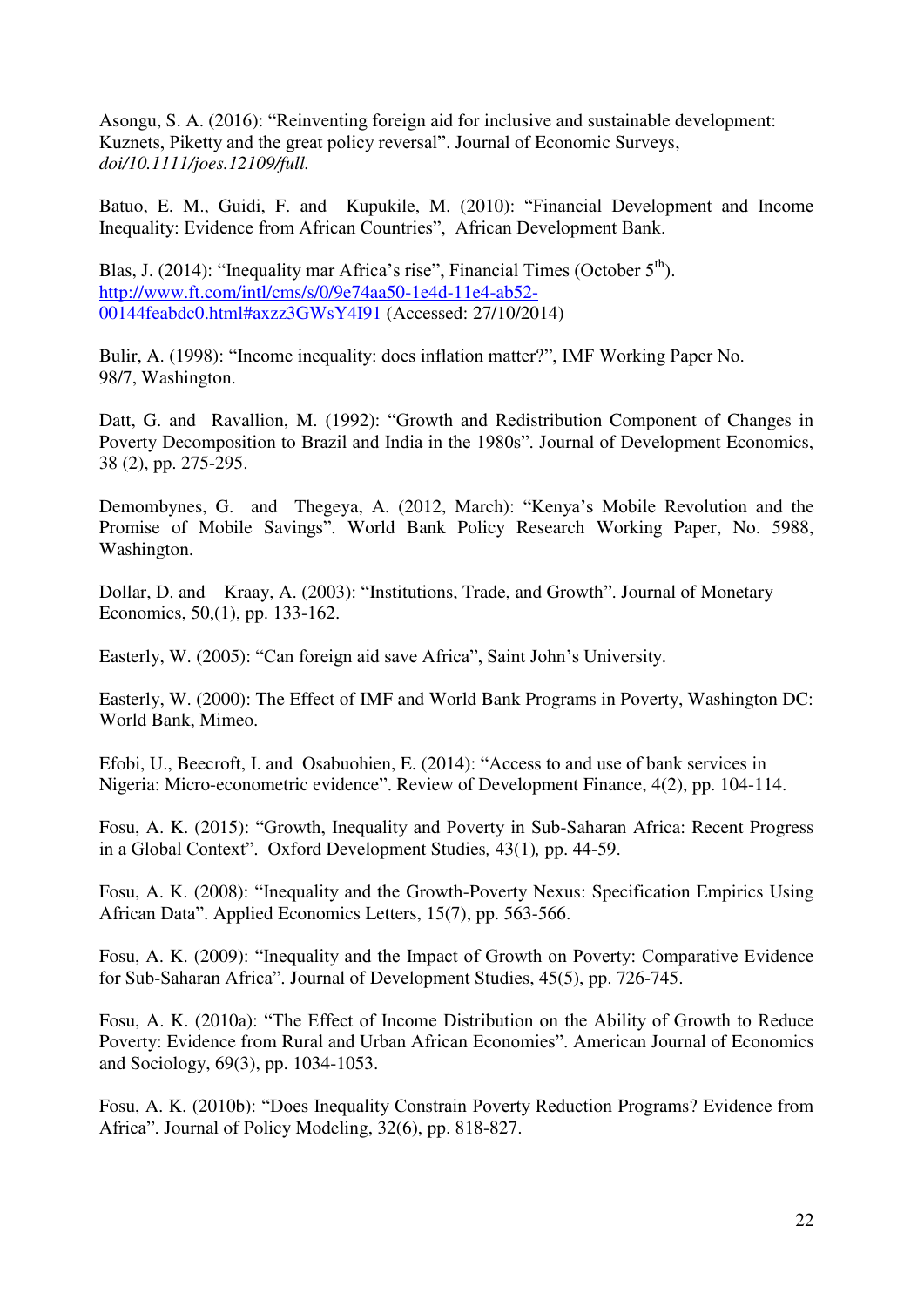Asongu, S. A. (2016): “Reinventing foreign aid for inclusive and sustainable development: Kuznets, Piketty and the great policy reversal”. Journal of Economic Surveys, *doi/10.1111/joes.12109/full.*

Batuo, E. M., Guidi, F. and Kupukile, M. (2010): “Financial Development and Income Inequality: Evidence from African Countries”, African Development Bank.

Blas, J. (2014): “Inequality mar Africa’s rise”, Financial Times (October 5th). http://www.ft.com/intl/cms/s/0/9e74aa50-1e4d-11e4-ab52-00144feabdc0.html#axzz3GWsY4I91 (Accessed: 27/10/2014)

Bulir, A. (1998): “Income inequality: does inflation matter?”, IMF Working Paper No. 98/7, Washington.

Datt, G. and Ravallion, M. (1992): “Growth and Redistribution Component of Changes in Poverty Decomposition to Brazil and India in the 1980s”. Journal of Development Economics, 38 (2), pp. 275-295.

Demombynes, G. and Thegeya, A. (2012, March): “Kenya’s Mobile Revolution and the Promise of Mobile Savings”. World Bank Policy Research Working Paper, No. 5988, Washington.

Dollar, D. and Kraay, A. (2003): “Institutions, Trade, and Growth”. Journal of Monetary Economics, 50,(1), pp. 133-162.

Easterly, W. (2005): “Can foreign aid save Africa”, Saint John’s University.

Easterly, W. (2000): The Effect of IMF and World Bank Programs in Poverty, Washington DC: World Bank, Mimeo.

Efobi, U., Beecroft, I. and Osabuohien, E. (2014): “Access to and use of bank services in Nigeria: Micro-econometric evidence”. Review of Development Finance, 4(2), pp. 104-114.

Fosu, A. K. (2015): “Growth, Inequality and Poverty in Sub-Saharan Africa: Recent Progress in a Global Context”. Oxford Development Studies, 43(1), pp. 44-59.

Fosu, A. K. (2008): “Inequality and the Growth-Poverty Nexus: Specification Empirics Using African Data”. Applied Economics Letters, 15(7), pp. 563-566.

Fosu, A. K. (2009): “Inequality and the Impact of Growth on Poverty: Comparative Evidence for Sub-Saharan Africa”. Journal of Development Studies, 45(5), pp. 726-745.

Fosu, A. K. (2010a): “The Effect of Income Distribution on the Ability of Growth to Reduce Poverty: Evidence from Rural and Urban African Economies”. American Journal of Economics and Sociology, 69(3), pp. 1034-1053.

Fosu, A. K. (2010b): “Does Inequality Constrain Poverty Reduction Programs? Evidence from Africa”. Journal of Policy Modeling, 32(6), pp. 818-827.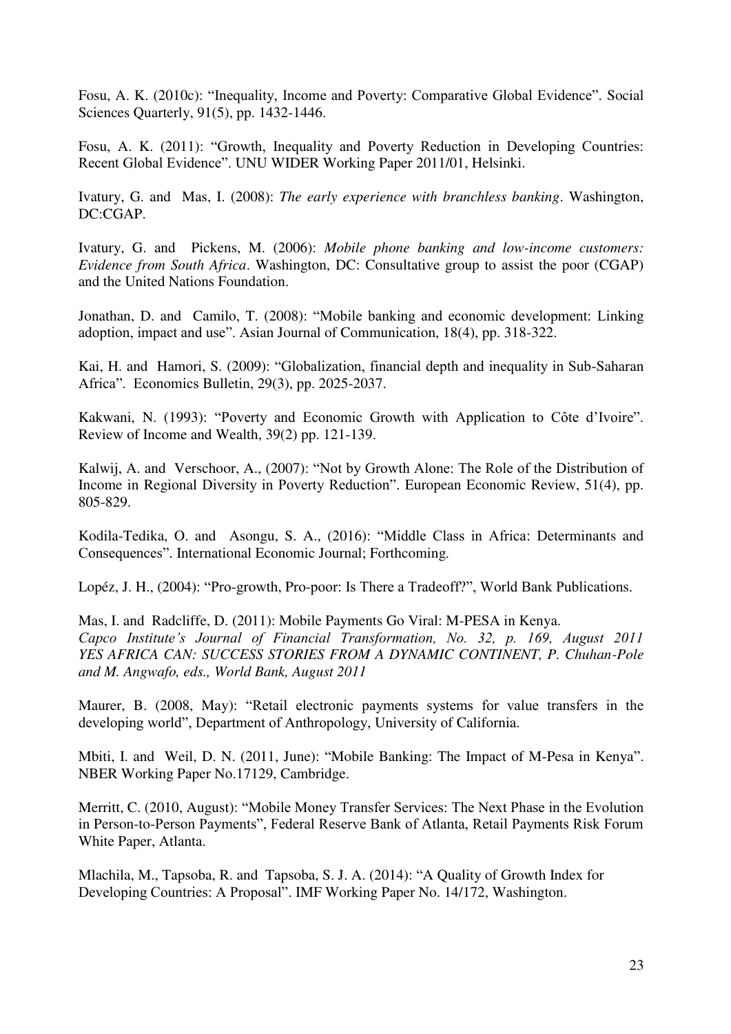Fosu, A. K. (2010c): "Inequality, Income and Poverty: Comparative Global Evidence". Social Sciences Quarterly, 91(5), pp. 1432-1446.

Fosu, A. K. (2011): "Growth, Inequality and Poverty Reduction in Developing Countries: Recent Global Evidence". UNU WIDER Working Paper 2011/01, Helsinki.

Ivatury, G. and Mas, I. (2008): *The early experience with branchless banking*. Washington, DC:CGAP.

Ivatury, G. and Pickens, M. (2006): *Mobile phone banking and low-income customers: Evidence from South Africa*. Washington, DC: Consultative group to assist the poor (CGAP) and the United Nations Foundation.

Jonathan, D. and Camilo, T. (2008): "Mobile banking and economic development: Linking adoption, impact and use". Asian Journal of Communication, 18(4), pp. 318-322.

Kai, H. and Hamori, S. (2009): "Globalization, financial depth and inequality in Sub-Saharan Africa". Economics Bulletin, 29(3), pp. 2025-2037.

Kakwani, N. (1993): "Poverty and Economic Growth with Application to Côte d'Ivoire". Review of Income and Wealth, 39(2) pp. 121-139.

Kalwij, A. and Verschoor, A., (2007): "Not by Growth Alone: The Role of the Distribution of Income in Regional Diversity in Poverty Reduction". European Economic Review, 51(4), pp. 805-829.

Kodila-Tedika, O. and Asongu, S. A., (2016): "Middle Class in Africa: Determinants and Consequences". International Economic Journal; Forthcoming.

Lopéz, J. H., (2004): "Pro-growth, Pro-poor: Is There a Tradeoff?", World Bank Publications.

Mas, I. and Radcliffe, D. (2011): Mobile Payments Go Viral: M-PESA in Kenya. *Capco Institute's Journal of Financial Transformation, No. 32, p. 169, August 2011 YES AFRICA CAN: SUCCESS STORIES FROM A DYNAMIC CONTINENT, P. Chuhan-Pole and M. Angwafo, eds., World Bank, August 2011*

Maurer, B. (2008, May): "Retail electronic payments systems for value transfers in the developing world", Department of Anthropology, University of California.

Mbiti, I. and Weil, D. N. (2011, June): "Mobile Banking: The Impact of M-Pesa in Kenya". NBER Working Paper No.17129, Cambridge.

Merritt, C. (2010, August): "Mobile Money Transfer Services: The Next Phase in the Evolution in Person-to-Person Payments", Federal Reserve Bank of Atlanta, Retail Payments Risk Forum White Paper, Atlanta.

Mlachila, M., Tapsoba, R. and Tapsoba, S. J. A. (2014): "A Quality of Growth Index for Developing Countries: A Proposal". IMF Working Paper No. 14/172, Washington.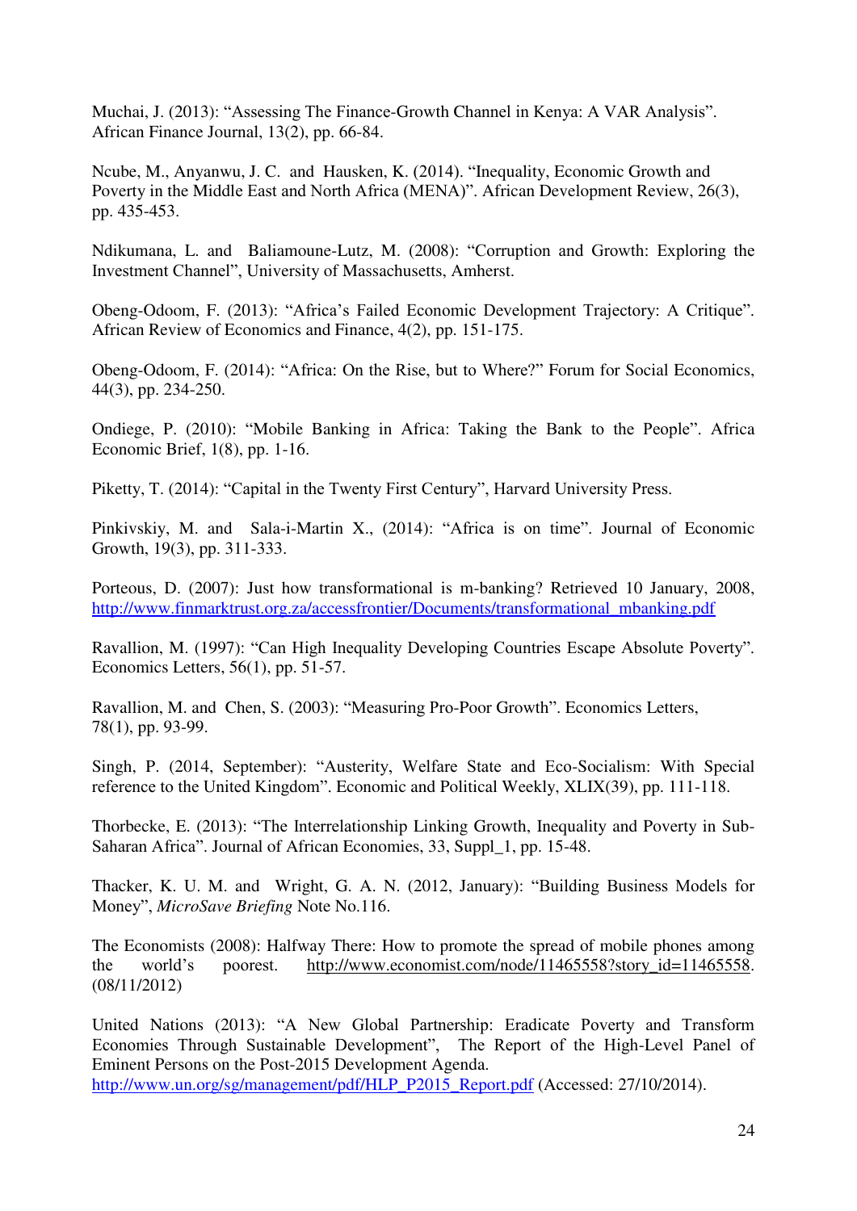Muchai, J. (2013): "Assessing The Finance-Growth Channel in Kenya: A VAR Analysis". African Finance Journal, 13(2), pp. 66-84.

Ncube, M., Anyanwu, J. C. and Hausken, K. (2014). "Inequality, Economic Growth and Poverty in the Middle East and North Africa (MENA)". African Development Review, 26(3), pp. 435-453.

Ndikumana, L. and Baliamoune-Lutz, M. (2008): "Corruption and Growth: Exploring the Investment Channel", University of Massachusetts, Amherst.

Obeng-Odoom, F. (2013): "Africa's Failed Economic Development Trajectory: A Critique". African Review of Economics and Finance, 4(2), pp. 151-175.

Obeng-Odoom, F. (2014): "Africa: On the Rise, but to Where?" Forum for Social Economics, 44(3), pp. 234-250.

Ondiege, P. (2010): "Mobile Banking in Africa: Taking the Bank to the People". Africa Economic Brief, 1(8), pp. 1-16.

Piketty, T. (2014): "Capital in the Twenty First Century", Harvard University Press.

Pinkivskiy, M. and Sala-i-Martin X., (2014): "Africa is on time". Journal of Economic Growth, 19(3), pp. 311-333.

Porteous, D. (2007): Just how transformational is m-banking? Retrieved 10 January, 2008, http://www.finmarktrust.org.za/accessfrontier/Documents/transformational_mbanking.pdf

Ravallion, M. (1997): "Can High Inequality Developing Countries Escape Absolute Poverty". Economics Letters, 56(1), pp. 51-57.

Ravallion, M. and Chen, S. (2003): "Measuring Pro-Poor Growth". Economics Letters, 78(1), pp. 93-99.

Singh, P. (2014, September): "Austerity, Welfare State and Eco-Socialism: With Special reference to the United Kingdom". Economic and Political Weekly, XLIX(39), pp. 111-118.

Thorbecke, E. (2013): "The Interrelationship Linking Growth, Inequality and Poverty in Sub-Saharan Africa". Journal of African Economies, 33, Suppl_1, pp. 15-48.

Thacker, K. U. M. and Wright, G. A. N. (2012, January): "Building Business Models for Money", *MicroSave Briefing* Note No.116.

The Economists (2008): Halfway There: How to promote the spread of mobile phones among the world's poorest. http://www.economist.com/node/11465558?story_id=11465558. (08/11/2012)

United Nations (2013): "A New Global Partnership: Eradicate Poverty and Transform Economies Through Sustainable Development", The Report of the High-Level Panel of Eminent Persons on the Post-2015 Development Agenda. http://www.un.org/sg/management/pdf/HLP_P2015_Report.pdf (Accessed: 27/10/2014).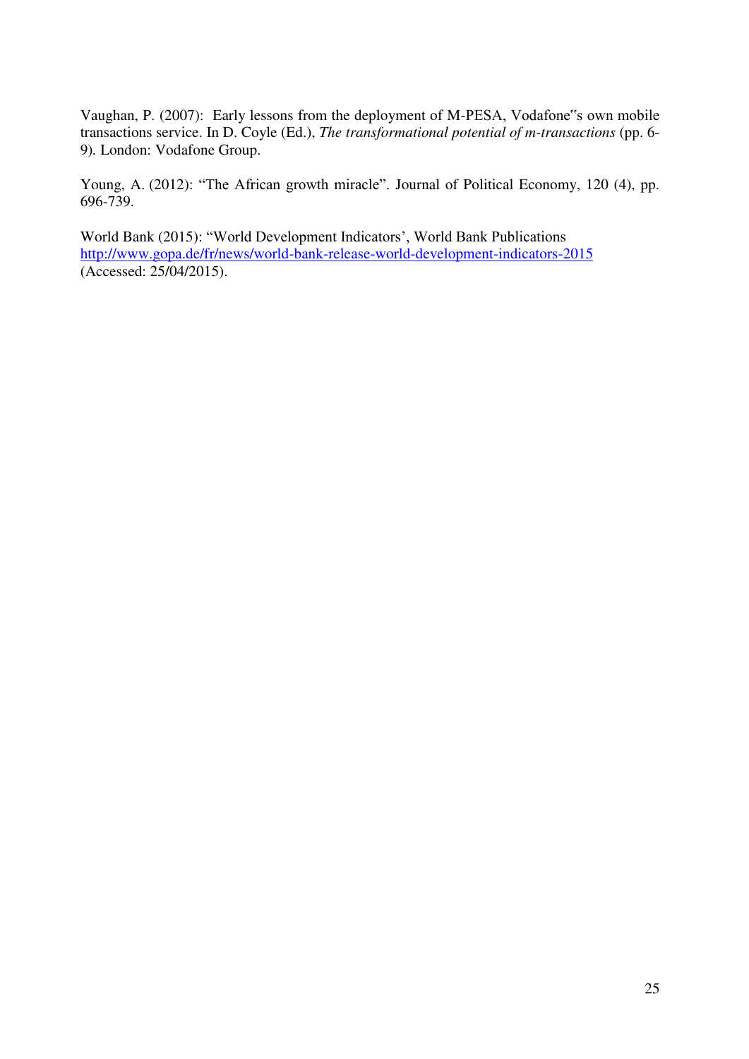Vaughan, P. (2007): Early lessons from the deployment of M-PESA, Vodafone‟s own mobile transactions service. In D. Coyle (Ed.), *The transformational potential of m-transactions* (pp. 6-9). London: Vodafone Group.

Young, A. (2012): "The African growth miracle". Journal of Political Economy, 120 (4), pp. 696-739.

World Bank (2015): "World Development Indicators', World Bank Publications
http://www.gopa.de/fr/news/world-bank-release-world-development-indicators-2015
(Accessed: 25/04/2015).